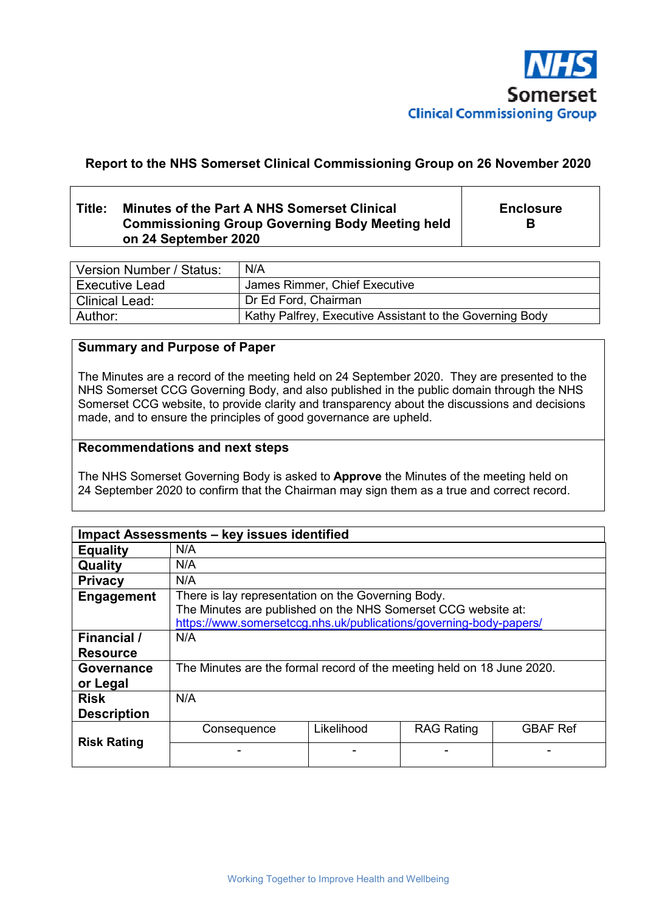NHS
Somerset
Clinical Commissioning Group

**Report to the NHS Somerset Clinical Commissioning Group on 26 November 2020**

| **Title: Minutes of the Part A NHS Somerset Clinical Commissioning Group Governing Body Meeting held on 24 September 2020** | **Enclosure B** |
|---|---|

| Version Number / Status: | N/A |
|---|---|
| Executive Lead | James Rimmer, Chief Executive |
| Clinical Lead: | Dr Ed Ford, Chairman |
| Author: | Kathy Palfrey, Executive Assistant to the Governing Body |

**Summary and Purpose of Paper**

The Minutes are a record of the meeting held on 24 September 2020. They are presented to the NHS Somerset CCG Governing Body, and also published in the public domain through the NHS Somerset CCG website, to provide clarity and transparency about the discussions and decisions made, and to ensure the principles of good governance are upheld.

**Recommendations and next steps**

The NHS Somerset Governing Body is asked to **Approve** the Minutes of the meeting held on 24 September 2020 to confirm that the Chairman may sign them as a true and correct record.

| **Impact Assessments – key issues identified** | | | | |
|---|---|---|---|---|
| **Equality** | N/A | | | |
| **Quality** | N/A | | | |
| **Privacy** | N/A | | | |
| **Engagement** | There is lay representation on the Governing Body. The Minutes are published on the NHS Somerset CCG website at: https://www.somersetccg.nhs.uk/publications/governing-body-papers/ | | | |
| **Financial / Resource** | N/A | | | |
| **Governance or Legal** | The Minutes are the formal record of the meeting held on 18 June 2020. | | | |
| **Risk Description** | N/A | | | |
| **Risk Rating** | Consequence | Likelihood | RAG Rating | GBAF Ref |
| | - | - | - | - |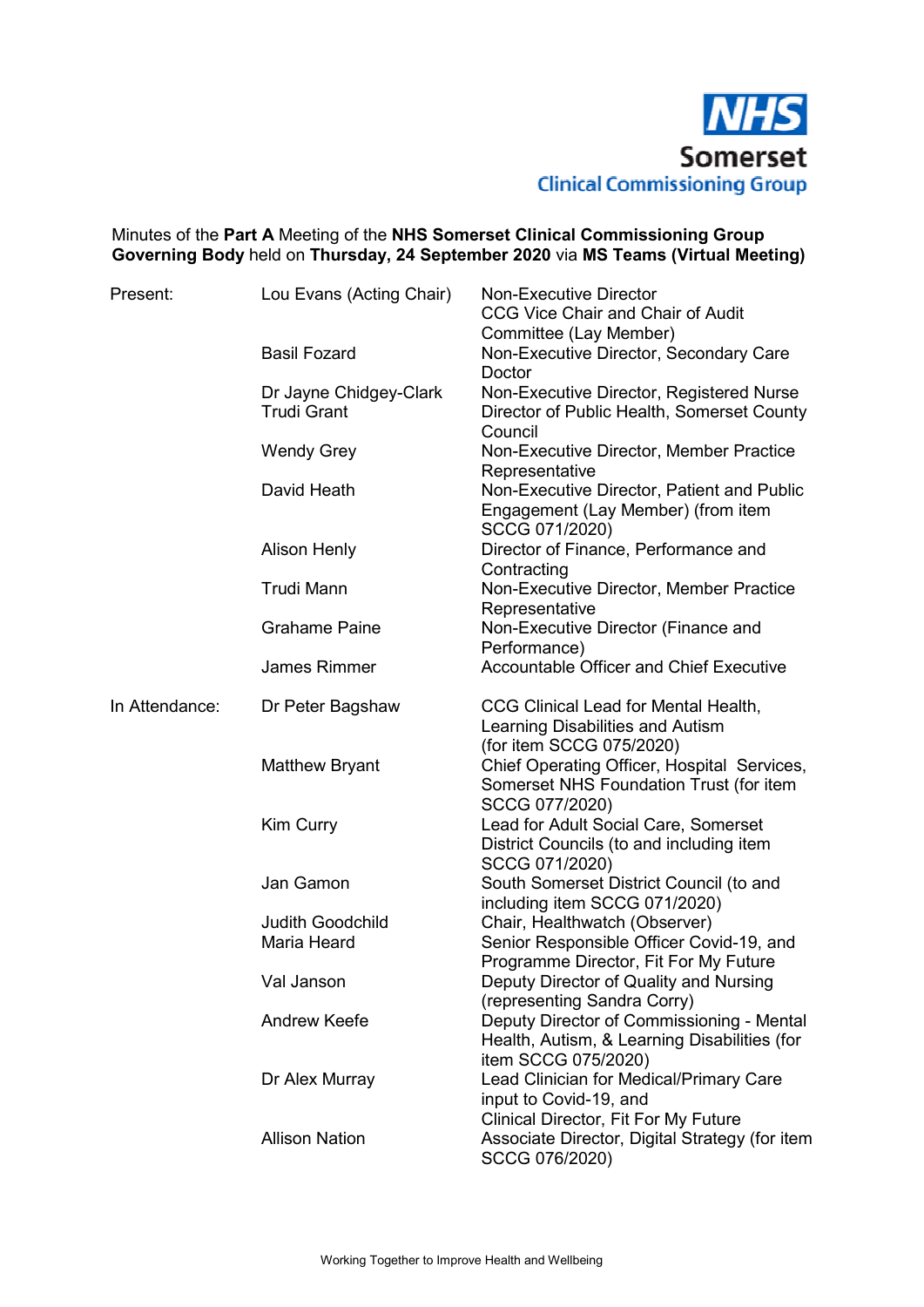NHS Somerset Clinical Commissioning Group

Minutes of the **Part A** Meeting of the **NHS Somerset Clinical Commissioning Group Governing Body** held on **Thursday, 24 September 2020** via **MS Teams (Virtual Meeting)**

| | | |
|---|---|---|
| Present: | Lou Evans (Acting Chair) | Non-Executive Director<br>CCG Vice Chair and Chair of Audit Committee (Lay Member) |
| | Basil Fozard | Non-Executive Director, Secondary Care Doctor |
| | Dr Jayne Chidgey-Clark | Non-Executive Director, Registered Nurse |
| | Trudi Grant | Director of Public Health, Somerset County Council |
| | Wendy Grey | Non-Executive Director, Member Practice Representative |
| | David Heath | Non-Executive Director, Patient and Public Engagement (Lay Member) (from item SCCG 071/2020) |
| | Alison Henly | Director of Finance, Performance and Contracting |
| | Trudi Mann | Non-Executive Director, Member Practice Representative |
| | Grahame Paine | Non-Executive Director (Finance and Performance) |
| | James Rimmer | Accountable Officer and Chief Executive |
| In Attendance: | Dr Peter Bagshaw | CCG Clinical Lead for Mental Health, Learning Disabilities and Autism<br>(for item SCCG 075/2020) |
| | Matthew Bryant | Chief Operating Officer, Hospital Services, Somerset NHS Foundation Trust (for item SCCG 077/2020) |
| | Kim Curry | Lead for Adult Social Care, Somerset District Councils (to and including item SCCG 071/2020) |
| | Jan Gamon | South Somerset District Council (to and including item SCCG 071/2020) |
| | Judith Goodchild | Chair, Healthwatch (Observer) |
| | Maria Heard | Senior Responsible Officer Covid-19, and Programme Director, Fit For My Future |
| | Val Janson | Deputy Director of Quality and Nursing (representing Sandra Corry) |
| | Andrew Keefe | Deputy Director of Commissioning - Mental Health, Autism, & Learning Disabilities (for item SCCG 075/2020) |
| | Dr Alex Murray | Lead Clinician for Medical/Primary Care input to Covid-19, and<br>Clinical Director, Fit For My Future |
| | Allison Nation | Associate Director, Digital Strategy (for item SCCG 076/2020) |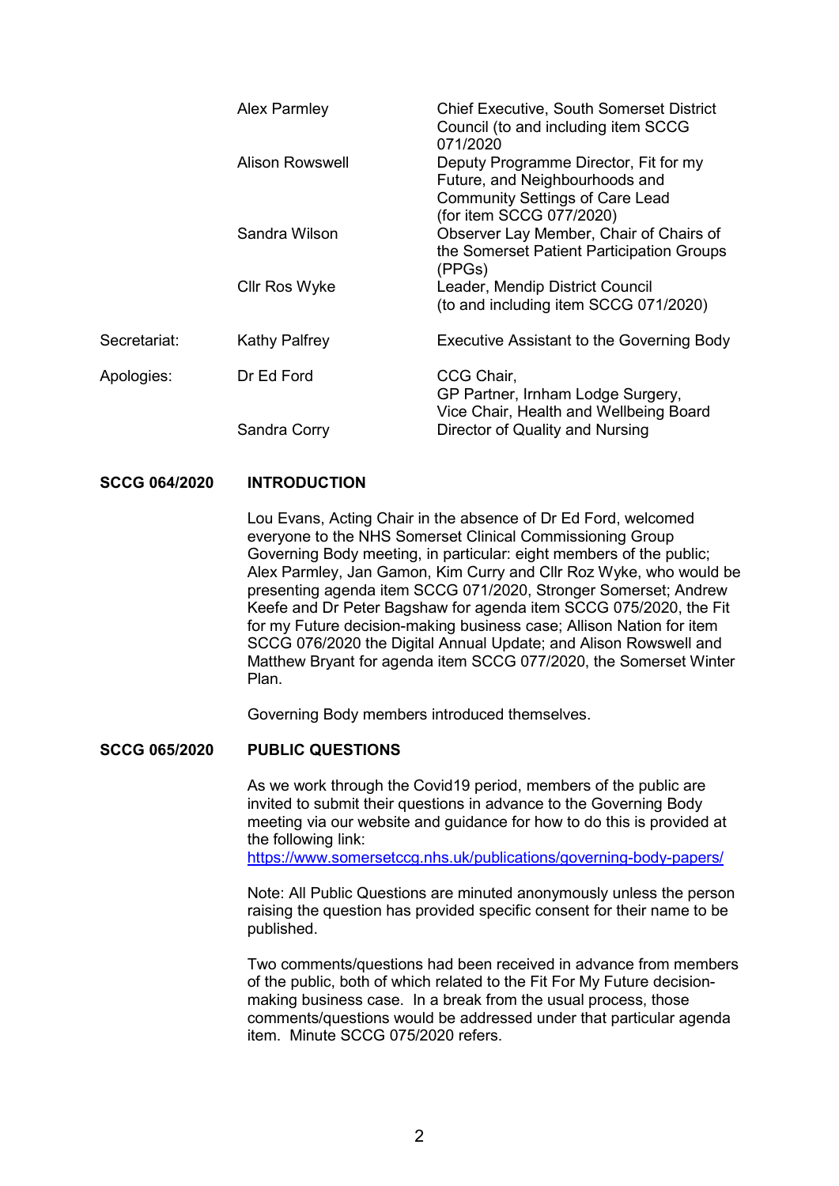| | | |
|---|---|---|
| | Alex Parmley | Chief Executive, South Somerset District Council (to and including item SCCG 071/2020 |
| | Alison Rowswell | Deputy Programme Director, Fit for my Future, and Neighbourhoods and Community Settings of Care Lead (for item SCCG 077/2020) |
| | Sandra Wilson | Observer Lay Member, Chair of Chairs of the Somerset Patient Participation Groups (PPGs) |
| | Cllr Ros Wyke | Leader, Mendip District Council (to and including item SCCG 071/2020) |
| Secretariat: | Kathy Palfrey | Executive Assistant to the Governing Body |
| Apologies: | Dr Ed Ford | CCG Chair, GP Partner, Irnham Lodge Surgery, Vice Chair, Health and Wellbeing Board |
| | Sandra Corry | Director of Quality and Nursing |

**SCCG 064/2020 INTRODUCTION**

Lou Evans, Acting Chair in the absence of Dr Ed Ford, welcomed everyone to the NHS Somerset Clinical Commissioning Group Governing Body meeting, in particular: eight members of the public; Alex Parmley, Jan Gamon, Kim Curry and Cllr Roz Wyke, who would be presenting agenda item SCCG 071/2020, Stronger Somerset; Andrew Keefe and Dr Peter Bagshaw for agenda item SCCG 075/2020, the Fit for my Future decision-making business case; Allison Nation for item SCCG 076/2020 the Digital Annual Update; and Alison Rowswell and Matthew Bryant for agenda item SCCG 077/2020, the Somerset Winter Plan.

Governing Body members introduced themselves.

**SCCG 065/2020 PUBLIC QUESTIONS**

As we work through the Covid19 period, members of the public are invited to submit their questions in advance to the Governing Body meeting via our website and guidance for how to do this is provided at the following link:
https://www.somersetccg.nhs.uk/publications/governing-body-papers/

Note: All Public Questions are minuted anonymously unless the person raising the question has provided specific consent for their name to be published.

Two comments/questions had been received in advance from members of the public, both of which related to the Fit For My Future decision-making business case. In a break from the usual process, those comments/questions would be addressed under that particular agenda item. Minute SCCG 075/2020 refers.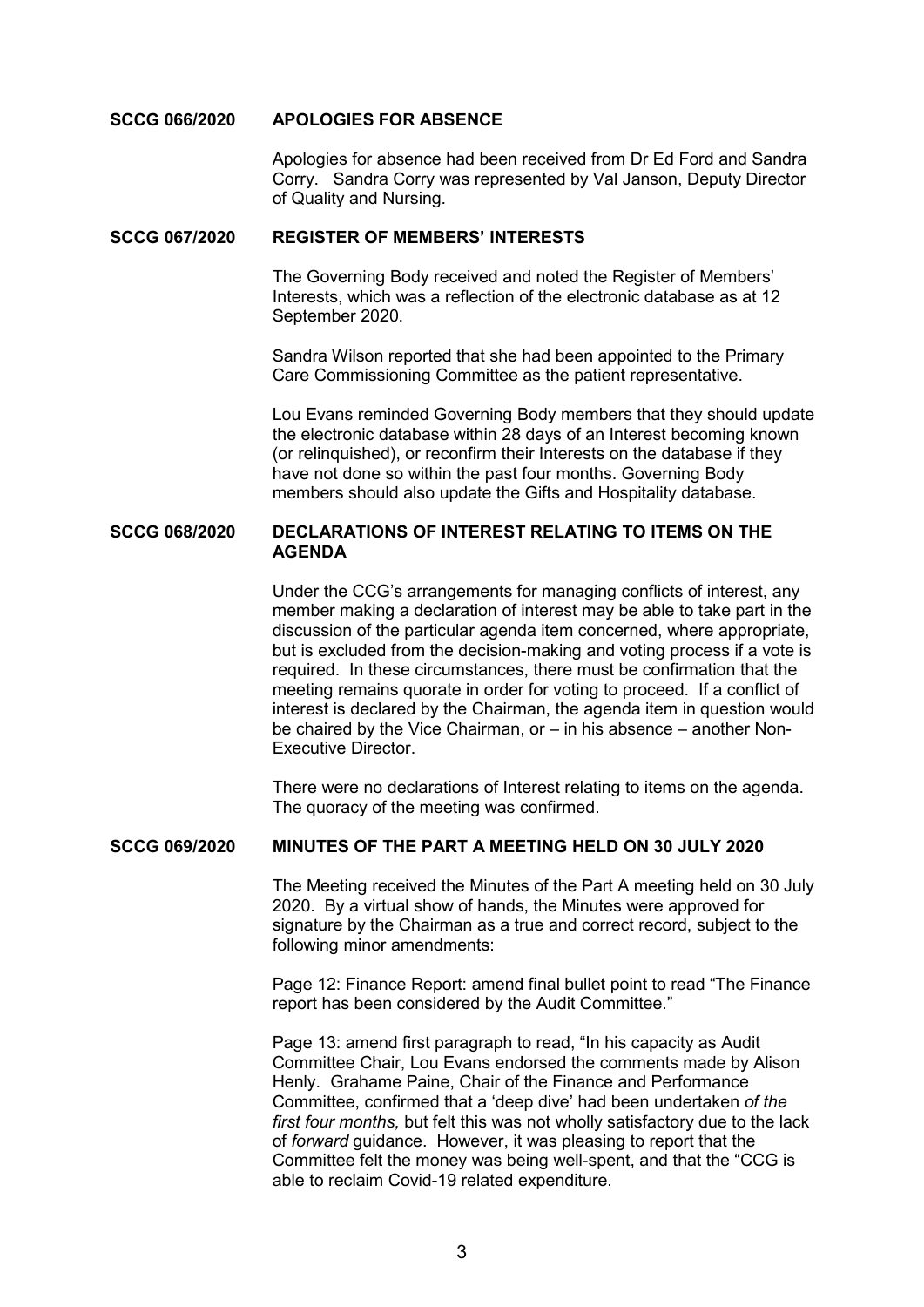**SCCG 066/2020 APOLOGIES FOR ABSENCE**

Apologies for absence had been received from Dr Ed Ford and Sandra Corry. Sandra Corry was represented by Val Janson, Deputy Director of Quality and Nursing.

**SCCG 067/2020 REGISTER OF MEMBERS' INTERESTS**

The Governing Body received and noted the Register of Members' Interests, which was a reflection of the electronic database as at 12 September 2020.

Sandra Wilson reported that she had been appointed to the Primary Care Commissioning Committee as the patient representative.

Lou Evans reminded Governing Body members that they should update the electronic database within 28 days of an Interest becoming known (or relinquished), or reconfirm their Interests on the database if they have not done so within the past four months. Governing Body members should also update the Gifts and Hospitality database.

**SCCG 068/2020 DECLARATIONS OF INTEREST RELATING TO ITEMS ON THE AGENDA**

Under the CCG's arrangements for managing conflicts of interest, any member making a declaration of interest may be able to take part in the discussion of the particular agenda item concerned, where appropriate, but is excluded from the decision-making and voting process if a vote is required. In these circumstances, there must be confirmation that the meeting remains quorate in order for voting to proceed. If a conflict of interest is declared by the Chairman, the agenda item in question would be chaired by the Vice Chairman, or – in his absence – another Non-Executive Director.

There were no declarations of Interest relating to items on the agenda. The quoracy of the meeting was confirmed.

**SCCG 069/2020 MINUTES OF THE PART A MEETING HELD ON 30 JULY 2020**

The Meeting received the Minutes of the Part A meeting held on 30 July 2020. By a virtual show of hands, the Minutes were approved for signature by the Chairman as a true and correct record, subject to the following minor amendments:

Page 12: Finance Report: amend final bullet point to read "The Finance report has been considered by the Audit Committee."

Page 13: amend first paragraph to read, "In his capacity as Audit Committee Chair, Lou Evans endorsed the comments made by Alison Henly. Grahame Paine, Chair of the Finance and Performance Committee, confirmed that a 'deep dive' had been undertaken *of the first four months,* but felt this was not wholly satisfactory due to the lack of *forward* guidance. However, it was pleasing to report that the Committee felt the money was being well-spent, and that the "CCG is able to reclaim Covid-19 related expenditure.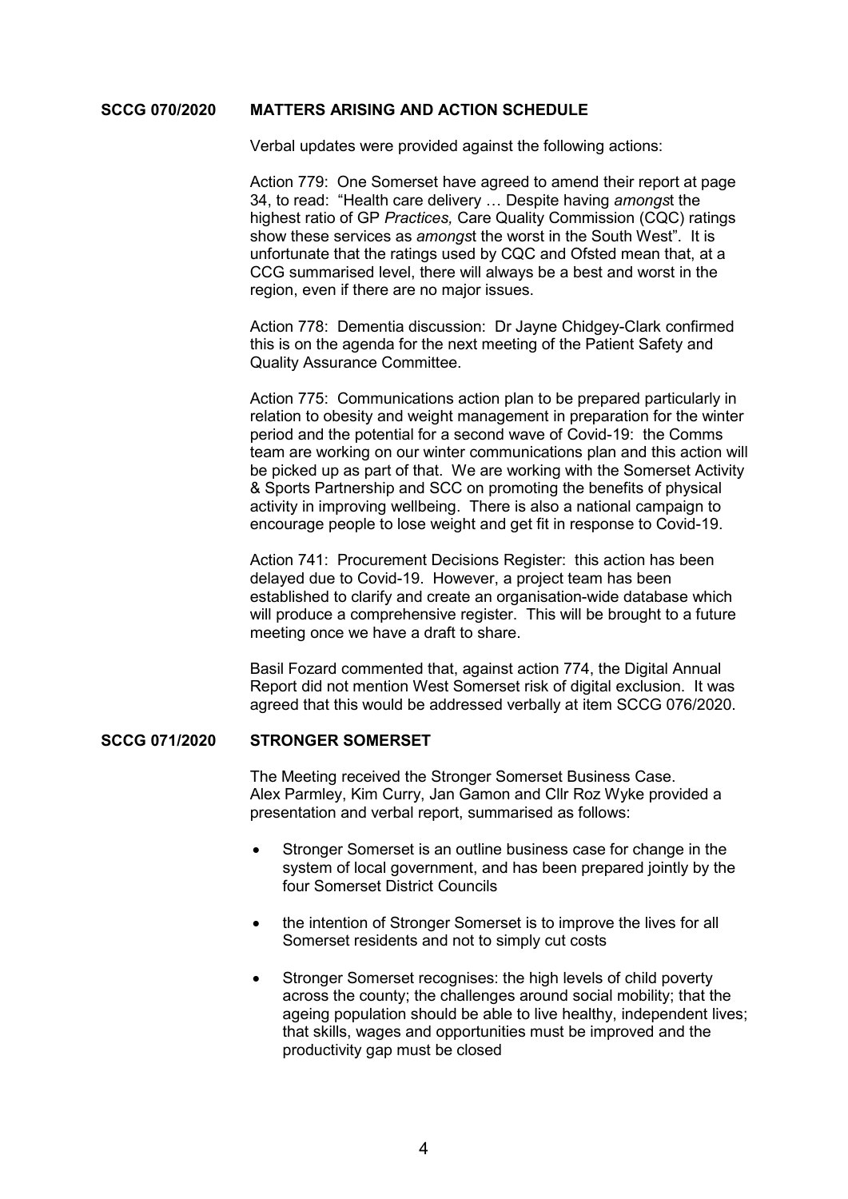**SCCG 070/2020 MATTERS ARISING AND ACTION SCHEDULE**

Verbal updates were provided against the following actions:

Action 779: One Somerset have agreed to amend their report at page 34, to read: "Health care delivery … Despite having *amongs*t the highest ratio of GP *Practices,* Care Quality Commission (CQC) ratings show these services as *amongs*t the worst in the South West". It is unfortunate that the ratings used by CQC and Ofsted mean that, at a CCG summarised level, there will always be a best and worst in the region, even if there are no major issues.

Action 778: Dementia discussion: Dr Jayne Chidgey-Clark confirmed this is on the agenda for the next meeting of the Patient Safety and Quality Assurance Committee.

Action 775: Communications action plan to be prepared particularly in relation to obesity and weight management in preparation for the winter period and the potential for a second wave of Covid-19: the Comms team are working on our winter communications plan and this action will be picked up as part of that. We are working with the Somerset Activity & Sports Partnership and SCC on promoting the benefits of physical activity in improving wellbeing. There is also a national campaign to encourage people to lose weight and get fit in response to Covid-19.

Action 741: Procurement Decisions Register: this action has been delayed due to Covid-19. However, a project team has been established to clarify and create an organisation-wide database which will produce a comprehensive register. This will be brought to a future meeting once we have a draft to share.

Basil Fozard commented that, against action 774, the Digital Annual Report did not mention West Somerset risk of digital exclusion. It was agreed that this would be addressed verbally at item SCCG 076/2020.

**SCCG 071/2020 STRONGER SOMERSET**

The Meeting received the Stronger Somerset Business Case. Alex Parmley, Kim Curry, Jan Gamon and Cllr Roz Wyke provided a presentation and verbal report, summarised as follows:

- Stronger Somerset is an outline business case for change in the system of local government, and has been prepared jointly by the four Somerset District Councils
- the intention of Stronger Somerset is to improve the lives for all Somerset residents and not to simply cut costs
- Stronger Somerset recognises: the high levels of child poverty across the county; the challenges around social mobility; that the ageing population should be able to live healthy, independent lives; that skills, wages and opportunities must be improved and the productivity gap must be closed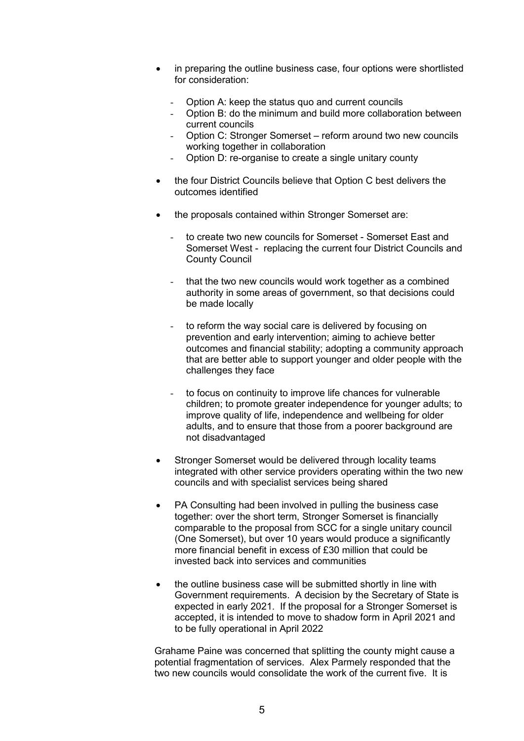- in preparing the outline business case, four options were shortlisted for consideration:

  - Option A: keep the status quo and current councils
  - Option B: do the minimum and build more collaboration between current councils
  - Option C: Stronger Somerset – reform around two new councils working together in collaboration
  - Option D: re-organise to create a single unitary county

- the four District Councils believe that Option C best delivers the outcomes identified

- the proposals contained within Stronger Somerset are:

  - to create two new councils for Somerset - Somerset East and Somerset West - replacing the current four District Councils and County Council

  - that the two new councils would work together as a combined authority in some areas of government, so that decisions could be made locally

  - to reform the way social care is delivered by focusing on prevention and early intervention; aiming to achieve better outcomes and financial stability; adopting a community approach that are better able to support younger and older people with the challenges they face

  - to focus on continuity to improve life chances for vulnerable children; to promote greater independence for younger adults; to improve quality of life, independence and wellbeing for older adults, and to ensure that those from a poorer background are not disadvantaged

- Stronger Somerset would be delivered through locality teams integrated with other service providers operating within the two new councils and with specialist services being shared

- PA Consulting had been involved in pulling the business case together: over the short term, Stronger Somerset is financially comparable to the proposal from SCC for a single unitary council (One Somerset), but over 10 years would produce a significantly more financial benefit in excess of £30 million that could be invested back into services and communities

- the outline business case will be submitted shortly in line with Government requirements. A decision by the Secretary of State is expected in early 2021. If the proposal for a Stronger Somerset is accepted, it is intended to move to shadow form in April 2021 and to be fully operational in April 2022

Grahame Paine was concerned that splitting the county might cause a potential fragmentation of services. Alex Parmely responded that the two new councils would consolidate the work of the current five. It is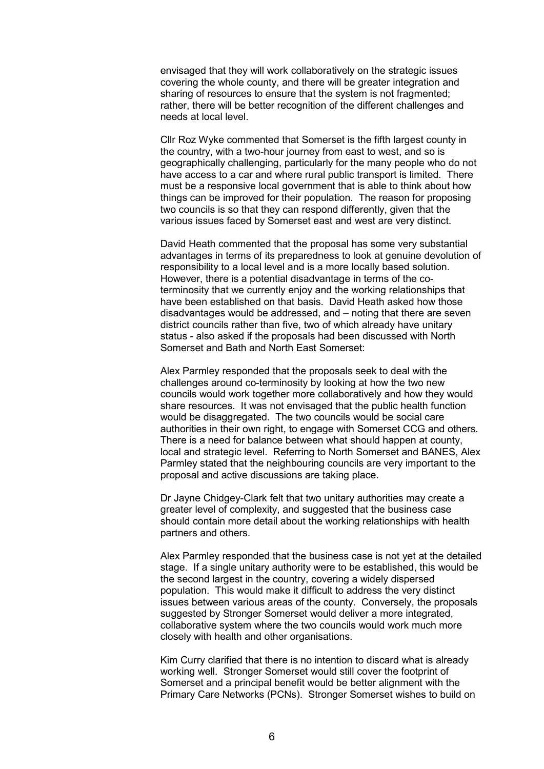envisaged that they will work collaboratively on the strategic issues covering the whole county, and there will be greater integration and sharing of resources to ensure that the system is not fragmented; rather, there will be better recognition of the different challenges and needs at local level.

Cllr Roz Wyke commented that Somerset is the fifth largest county in the country, with a two-hour journey from east to west, and so is geographically challenging, particularly for the many people who do not have access to a car and where rural public transport is limited. There must be a responsive local government that is able to think about how things can be improved for their population. The reason for proposing two councils is so that they can respond differently, given that the various issues faced by Somerset east and west are very distinct.

David Heath commented that the proposal has some very substantial advantages in terms of its preparedness to look at genuine devolution of responsibility to a local level and is a more locally based solution. However, there is a potential disadvantage in terms of the co-terminosity that we currently enjoy and the working relationships that have been established on that basis. David Heath asked how those disadvantages would be addressed, and – noting that there are seven district councils rather than five, two of which already have unitary status - also asked if the proposals had been discussed with North Somerset and Bath and North East Somerset:

Alex Parmley responded that the proposals seek to deal with the challenges around co-terminosity by looking at how the two new councils would work together more collaboratively and how they would share resources. It was not envisaged that the public health function would be disaggregated. The two councils would be social care authorities in their own right, to engage with Somerset CCG and others. There is a need for balance between what should happen at county, local and strategic level. Referring to North Somerset and BANES, Alex Parmley stated that the neighbouring councils are very important to the proposal and active discussions are taking place.

Dr Jayne Chidgey-Clark felt that two unitary authorities may create a greater level of complexity, and suggested that the business case should contain more detail about the working relationships with health partners and others.

Alex Parmley responded that the business case is not yet at the detailed stage. If a single unitary authority were to be established, this would be the second largest in the country, covering a widely dispersed population. This would make it difficult to address the very distinct issues between various areas of the county. Conversely, the proposals suggested by Stronger Somerset would deliver a more integrated, collaborative system where the two councils would work much more closely with health and other organisations.

Kim Curry clarified that there is no intention to discard what is already working well. Stronger Somerset would still cover the footprint of Somerset and a principal benefit would be better alignment with the Primary Care Networks (PCNs). Stronger Somerset wishes to build on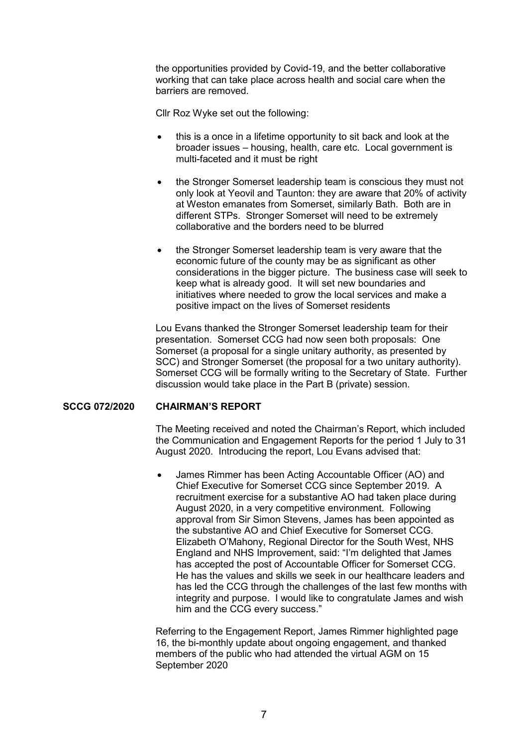the opportunities provided by Covid-19, and the better collaborative working that can take place across health and social care when the barriers are removed.

Cllr Roz Wyke set out the following:

- this is a once in a lifetime opportunity to sit back and look at the broader issues – housing, health, care etc. Local government is multi-faceted and it must be right
- the Stronger Somerset leadership team is conscious they must not only look at Yeovil and Taunton: they are aware that 20% of activity at Weston emanates from Somerset, similarly Bath. Both are in different STPs. Stronger Somerset will need to be extremely collaborative and the borders need to be blurred
- the Stronger Somerset leadership team is very aware that the economic future of the county may be as significant as other considerations in the bigger picture. The business case will seek to keep what is already good. It will set new boundaries and initiatives where needed to grow the local services and make a positive impact on the lives of Somerset residents

Lou Evans thanked the Stronger Somerset leadership team for their presentation. Somerset CCG had now seen both proposals: One Somerset (a proposal for a single unitary authority, as presented by SCC) and Stronger Somerset (the proposal for a two unitary authority). Somerset CCG will be formally writing to the Secretary of State. Further discussion would take place in the Part B (private) session.

**SCCG 072/2020 CHAIRMAN'S REPORT**

The Meeting received and noted the Chairman's Report, which included the Communication and Engagement Reports for the period 1 July to 31 August 2020. Introducing the report, Lou Evans advised that:

- James Rimmer has been Acting Accountable Officer (AO) and Chief Executive for Somerset CCG since September 2019. A recruitment exercise for a substantive AO had taken place during August 2020, in a very competitive environment. Following approval from Sir Simon Stevens, James has been appointed as the substantive AO and Chief Executive for Somerset CCG. Elizabeth O'Mahony, Regional Director for the South West, NHS England and NHS Improvement, said: "I'm delighted that James has accepted the post of Accountable Officer for Somerset CCG. He has the values and skills we seek in our healthcare leaders and has led the CCG through the challenges of the last few months with integrity and purpose. I would like to congratulate James and wish him and the CCG every success."

Referring to the Engagement Report, James Rimmer highlighted page 16, the bi-monthly update about ongoing engagement, and thanked members of the public who had attended the virtual AGM on 15 September 2020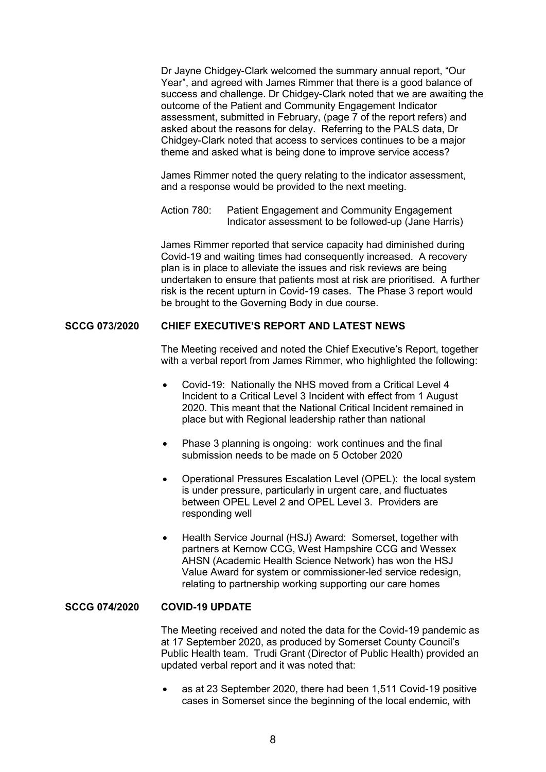Dr Jayne Chidgey-Clark welcomed the summary annual report, "Our Year", and agreed with James Rimmer that there is a good balance of success and challenge. Dr Chidgey-Clark noted that we are awaiting the outcome of the Patient and Community Engagement Indicator assessment, submitted in February, (page 7 of the report refers) and asked about the reasons for delay. Referring to the PALS data, Dr Chidgey-Clark noted that access to services continues to be a major theme and asked what is being done to improve service access?

James Rimmer noted the query relating to the indicator assessment, and a response would be provided to the next meeting.

Action 780: Patient Engagement and Community Engagement Indicator assessment to be followed-up (Jane Harris)

James Rimmer reported that service capacity had diminished during Covid-19 and waiting times had consequently increased. A recovery plan is in place to alleviate the issues and risk reviews are being undertaken to ensure that patients most at risk are prioritised. A further risk is the recent upturn in Covid-19 cases. The Phase 3 report would be brought to the Governing Body in due course.

## SCCG 073/2020 CHIEF EXECUTIVE'S REPORT AND LATEST NEWS

The Meeting received and noted the Chief Executive's Report, together with a verbal report from James Rimmer, who highlighted the following:

- Covid-19: Nationally the NHS moved from a Critical Level 4 Incident to a Critical Level 3 Incident with effect from 1 August 2020. This meant that the National Critical Incident remained in place but with Regional leadership rather than national
- Phase 3 planning is ongoing: work continues and the final submission needs to be made on 5 October 2020
- Operational Pressures Escalation Level (OPEL): the local system is under pressure, particularly in urgent care, and fluctuates between OPEL Level 2 and OPEL Level 3. Providers are responding well
- Health Service Journal (HSJ) Award: Somerset, together with partners at Kernow CCG, West Hampshire CCG and Wessex AHSN (Academic Health Science Network) has won the HSJ Value Award for system or commissioner-led service redesign, relating to partnership working supporting our care homes

## SCCG 074/2020 COVID-19 UPDATE

The Meeting received and noted the data for the Covid-19 pandemic as at 17 September 2020, as produced by Somerset County Council's Public Health team. Trudi Grant (Director of Public Health) provided an updated verbal report and it was noted that:

- as at 23 September 2020, there had been 1,511 Covid-19 positive cases in Somerset since the beginning of the local endemic, with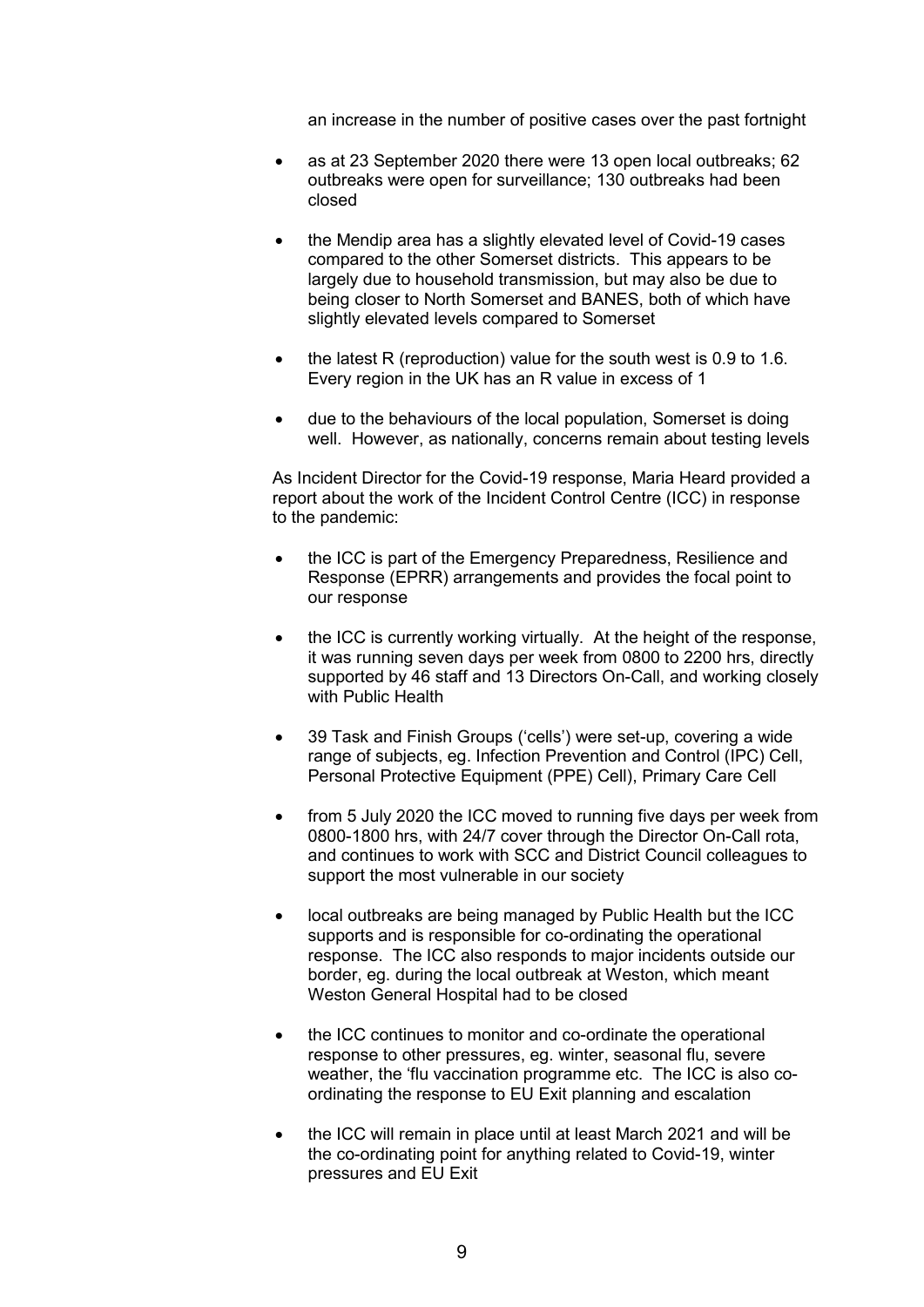an increase in the number of positive cases over the past fortnight

- as at 23 September 2020 there were 13 open local outbreaks; 62 outbreaks were open for surveillance; 130 outbreaks had been closed

- the Mendip area has a slightly elevated level of Covid-19 cases compared to the other Somerset districts. This appears to be largely due to household transmission, but may also be due to being closer to North Somerset and BANES, both of which have slightly elevated levels compared to Somerset

- the latest R (reproduction) value for the south west is 0.9 to 1.6. Every region in the UK has an R value in excess of 1

- due to the behaviours of the local population, Somerset is doing well. However, as nationally, concerns remain about testing levels

As Incident Director for the Covid-19 response, Maria Heard provided a report about the work of the Incident Control Centre (ICC) in response to the pandemic:

- the ICC is part of the Emergency Preparedness, Resilience and Response (EPRR) arrangements and provides the focal point to our response

- the ICC is currently working virtually. At the height of the response, it was running seven days per week from 0800 to 2200 hrs, directly supported by 46 staff and 13 Directors On-Call, and working closely with Public Health

- 39 Task and Finish Groups ('cells') were set-up, covering a wide range of subjects, eg. Infection Prevention and Control (IPC) Cell, Personal Protective Equipment (PPE) Cell), Primary Care Cell

- from 5 July 2020 the ICC moved to running five days per week from 0800-1800 hrs, with 24/7 cover through the Director On-Call rota, and continues to work with SCC and District Council colleagues to support the most vulnerable in our society

- local outbreaks are being managed by Public Health but the ICC supports and is responsible for co-ordinating the operational response. The ICC also responds to major incidents outside our border, eg. during the local outbreak at Weston, which meant Weston General Hospital had to be closed

- the ICC continues to monitor and co-ordinate the operational response to other pressures, eg. winter, seasonal flu, severe weather, the 'flu vaccination programme etc. The ICC is also co-ordinating the response to EU Exit planning and escalation

- the ICC will remain in place until at least March 2021 and will be the co-ordinating point for anything related to Covid-19, winter pressures and EU Exit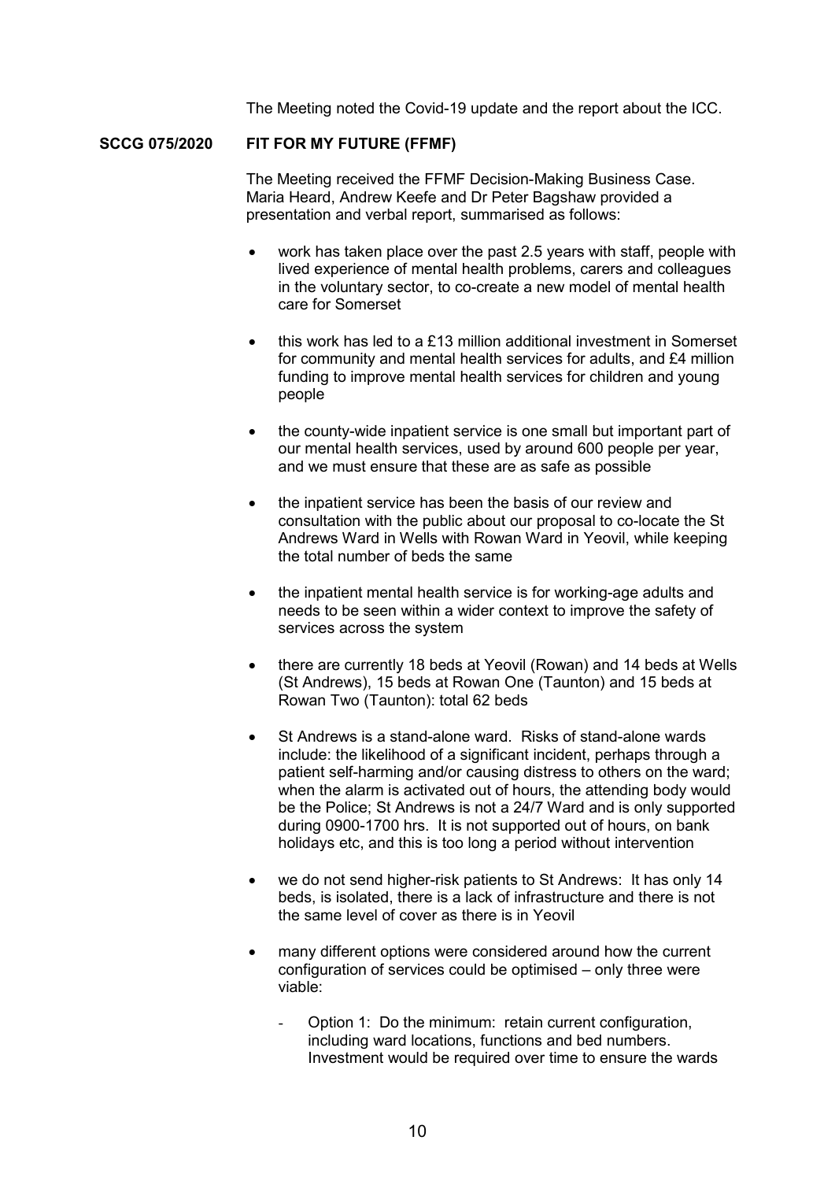The Meeting noted the Covid-19 update and the report about the ICC.

**SCCG 075/2020 FIT FOR MY FUTURE (FFMF)**

The Meeting received the FFMF Decision-Making Business Case. Maria Heard, Andrew Keefe and Dr Peter Bagshaw provided a presentation and verbal report, summarised as follows:

- work has taken place over the past 2.5 years with staff, people with lived experience of mental health problems, carers and colleagues in the voluntary sector, to co-create a new model of mental health care for Somerset

- this work has led to a £13 million additional investment in Somerset for community and mental health services for adults, and £4 million funding to improve mental health services for children and young people

- the county-wide inpatient service is one small but important part of our mental health services, used by around 600 people per year, and we must ensure that these are as safe as possible

- the inpatient service has been the basis of our review and consultation with the public about our proposal to co-locate the St Andrews Ward in Wells with Rowan Ward in Yeovil, while keeping the total number of beds the same

- the inpatient mental health service is for working-age adults and needs to be seen within a wider context to improve the safety of services across the system

- there are currently 18 beds at Yeovil (Rowan) and 14 beds at Wells (St Andrews), 15 beds at Rowan One (Taunton) and 15 beds at Rowan Two (Taunton): total 62 beds

- St Andrews is a stand-alone ward. Risks of stand-alone wards include: the likelihood of a significant incident, perhaps through a patient self-harming and/or causing distress to others on the ward; when the alarm is activated out of hours, the attending body would be the Police; St Andrews is not a 24/7 Ward and is only supported during 0900-1700 hrs. It is not supported out of hours, on bank holidays etc, and this is too long a period without intervention

- we do not send higher-risk patients to St Andrews: It has only 14 beds, is isolated, there is a lack of infrastructure and there is not the same level of cover as there is in Yeovil

- many different options were considered around how the current configuration of services could be optimised – only three were viable:

  - Option 1: Do the minimum: retain current configuration, including ward locations, functions and bed numbers. Investment would be required over time to ensure the wards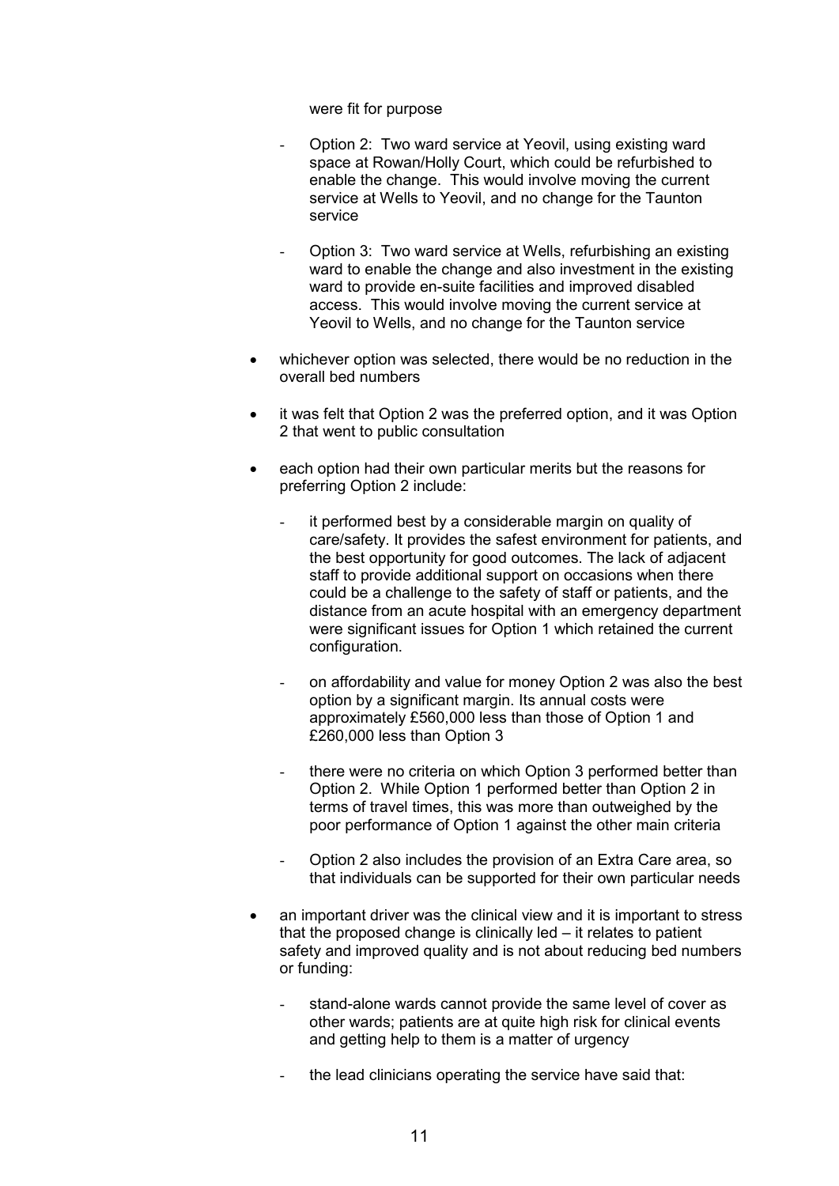were fit for purpose

    - Option 2: Two ward service at Yeovil, using existing ward space at Rowan/Holly Court, which could be refurbished to enable the change. This would involve moving the current service at Wells to Yeovil, and no change for the Taunton service

    - Option 3: Two ward service at Wells, refurbishing an existing ward to enable the change and also investment in the existing ward to provide en-suite facilities and improved disabled access. This would involve moving the current service at Yeovil to Wells, and no change for the Taunton service

- whichever option was selected, there would be no reduction in the overall bed numbers

- it was felt that Option 2 was the preferred option, and it was Option 2 that went to public consultation

- each option had their own particular merits but the reasons for preferring Option 2 include:

    - it performed best by a considerable margin on quality of care/safety. It provides the safest environment for patients, and the best opportunity for good outcomes. The lack of adjacent staff to provide additional support on occasions when there could be a challenge to the safety of staff or patients, and the distance from an acute hospital with an emergency department were significant issues for Option 1 which retained the current configuration.

    - on affordability and value for money Option 2 was also the best option by a significant margin. Its annual costs were approximately £560,000 less than those of Option 1 and £260,000 less than Option 3

    - there were no criteria on which Option 3 performed better than Option 2. While Option 1 performed better than Option 2 in terms of travel times, this was more than outweighed by the poor performance of Option 1 against the other main criteria

    - Option 2 also includes the provision of an Extra Care area, so that individuals can be supported for their own particular needs

- an important driver was the clinical view and it is important to stress that the proposed change is clinically led – it relates to patient safety and improved quality and is not about reducing bed numbers or funding:

    - stand-alone wards cannot provide the same level of cover as other wards; patients are at quite high risk for clinical events and getting help to them is a matter of urgency

    - the lead clinicians operating the service have said that: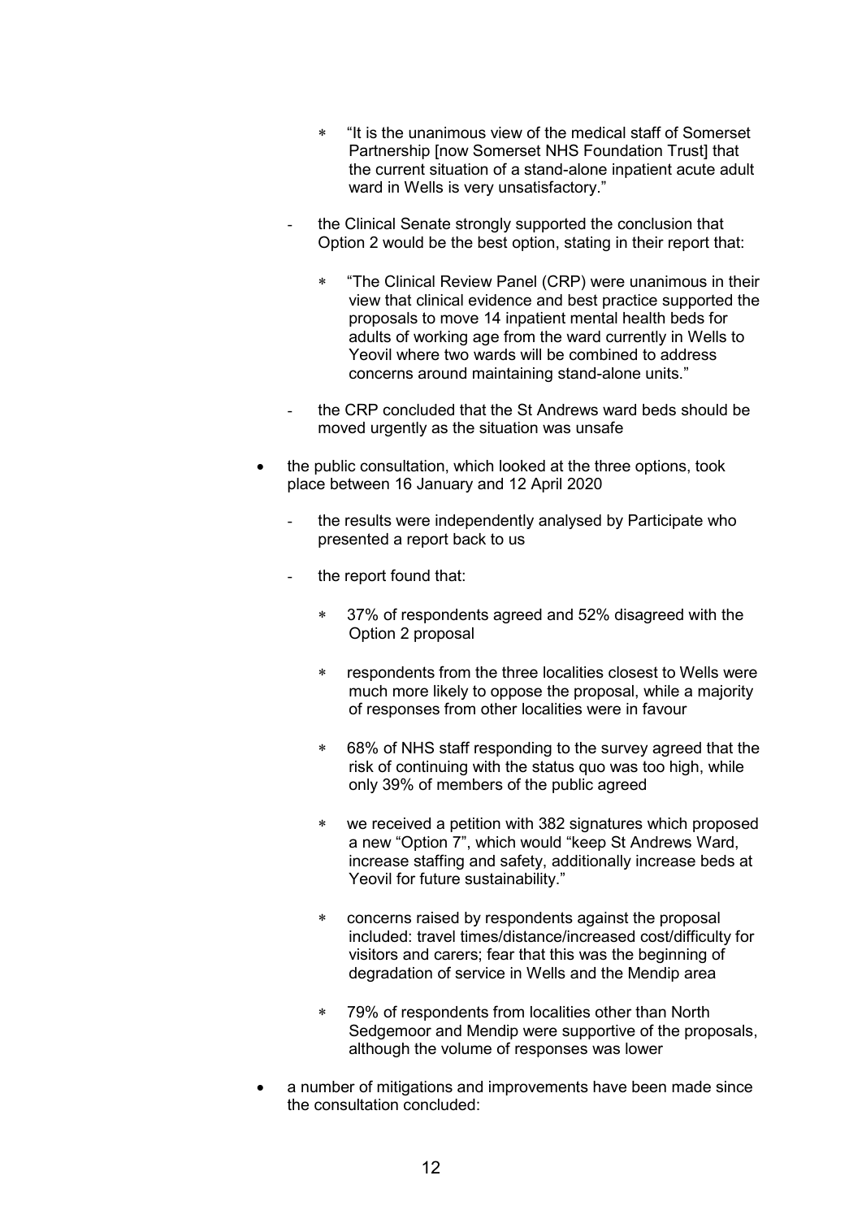- "It is the unanimous view of the medical staff of Somerset Partnership [now Somerset NHS Foundation Trust] that the current situation of a stand-alone inpatient acute adult ward in Wells is very unsatisfactory."
  - the Clinical Senate strongly supported the conclusion that Option 2 would be the best option, stating in their report that:
    - "The Clinical Review Panel (CRP) were unanimous in their view that clinical evidence and best practice supported the proposals to move 14 inpatient mental health beds for adults of working age from the ward currently in Wells to Yeovil where two wards will be combined to address concerns around maintaining stand-alone units."
  - the CRP concluded that the St Andrews ward beds should be moved urgently as the situation was unsafe

- the public consultation, which looked at the three options, took place between 16 January and 12 April 2020
  - the results were independently analysed by Participate who presented a report back to us
  - the report found that:
    - 37% of respondents agreed and 52% disagreed with the Option 2 proposal
    - respondents from the three localities closest to Wells were much more likely to oppose the proposal, while a majority of responses from other localities were in favour
    - 68% of NHS staff responding to the survey agreed that the risk of continuing with the status quo was too high, while only 39% of members of the public agreed
    - we received a petition with 382 signatures which proposed a new "Option 7", which would "keep St Andrews Ward, increase staffing and safety, additionally increase beds at Yeovil for future sustainability."
    - concerns raised by respondents against the proposal included: travel times/distance/increased cost/difficulty for visitors and carers; fear that this was the beginning of degradation of service in Wells and the Mendip area
    - 79% of respondents from localities other than North Sedgemoor and Mendip were supportive of the proposals, although the volume of responses was lower

- a number of mitigations and improvements have been made since the consultation concluded: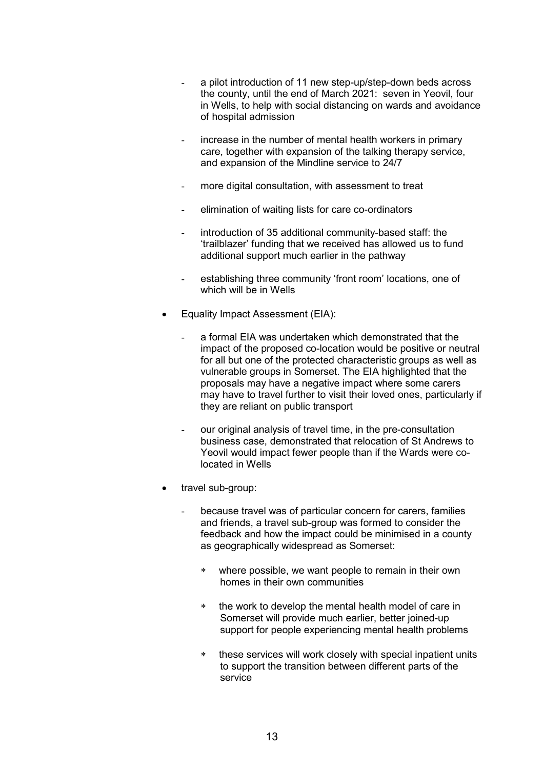- a pilot introduction of 11 new step-up/step-down beds across the county, until the end of March 2021: seven in Yeovil, four in Wells, to help with social distancing on wards and avoidance of hospital admission

  - increase in the number of mental health workers in primary care, together with expansion of the talking therapy service, and expansion of the Mindline service to 24/7

  - more digital consultation, with assessment to treat

  - elimination of waiting lists for care co-ordinators

  - introduction of 35 additional community-based staff: the 'trailblazer' funding that we received has allowed us to fund additional support much earlier in the pathway

  - establishing three community 'front room' locations, one of which will be in Wells

- Equality Impact Assessment (EIA):

  - a formal EIA was undertaken which demonstrated that the impact of the proposed co-location would be positive or neutral for all but one of the protected characteristic groups as well as vulnerable groups in Somerset. The EIA highlighted that the proposals may have a negative impact where some carers may have to travel further to visit their loved ones, particularly if they are reliant on public transport

  - our original analysis of travel time, in the pre-consultation business case, demonstrated that relocation of St Andrews to Yeovil would impact fewer people than if the Wards were co-located in Wells

- travel sub-group:

  - because travel was of particular concern for carers, families and friends, a travel sub-group was formed to consider the feedback and how the impact could be minimised in a county as geographically widespread as Somerset:

    - where possible, we want people to remain in their own homes in their own communities

    - the work to develop the mental health model of care in Somerset will provide much earlier, better joined-up support for people experiencing mental health problems

    - these services will work closely with special inpatient units to support the transition between different parts of the service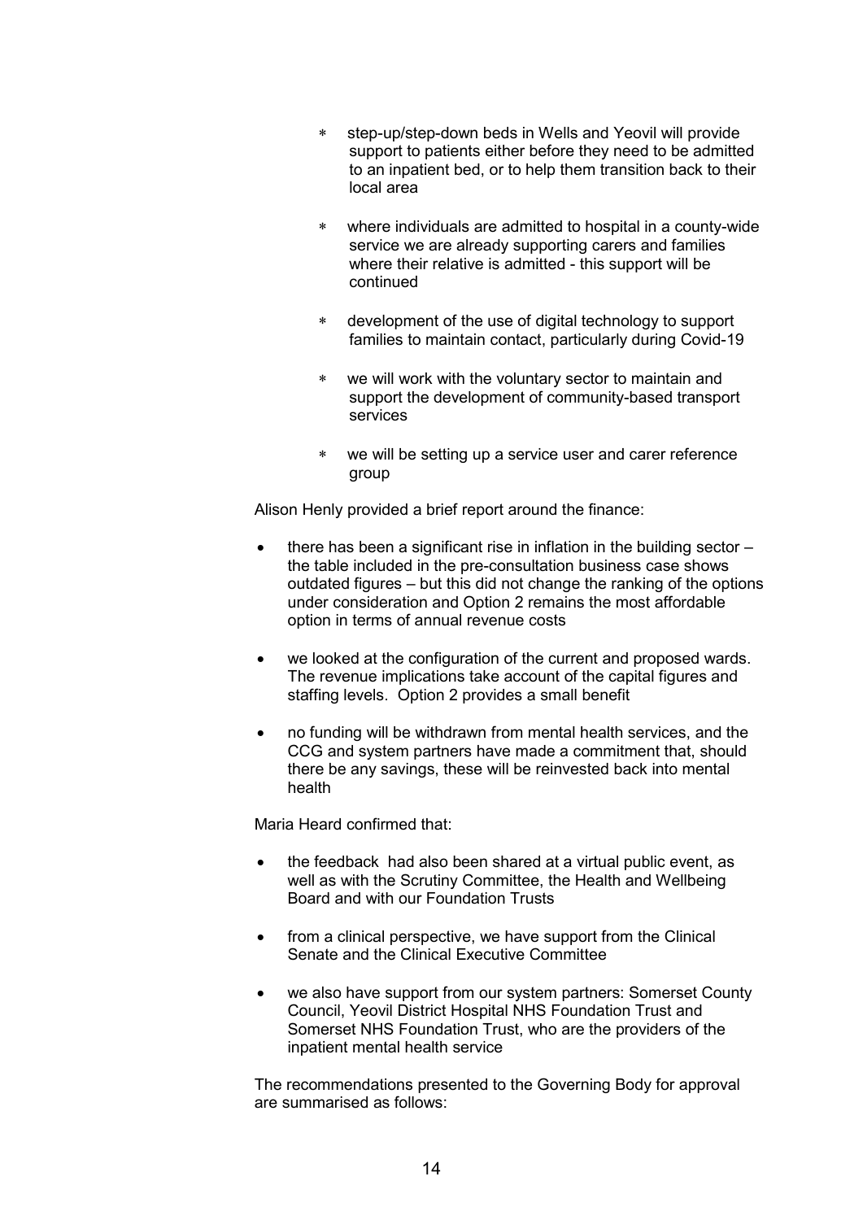- step-up/step-down beds in Wells and Yeovil will provide support to patients either before they need to be admitted to an inpatient bed, or to help them transition back to their local area

- where individuals are admitted to hospital in a county-wide service we are already supporting carers and families where their relative is admitted - this support will be continued

- development of the use of digital technology to support families to maintain contact, particularly during Covid-19

- we will work with the voluntary sector to maintain and support the development of community-based transport services

- we will be setting up a service user and carer reference group

Alison Henly provided a brief report around the finance:

- there has been a significant rise in inflation in the building sector – the table included in the pre-consultation business case shows outdated figures – but this did not change the ranking of the options under consideration and Option 2 remains the most affordable option in terms of annual revenue costs

- we looked at the configuration of the current and proposed wards. The revenue implications take account of the capital figures and staffing levels. Option 2 provides a small benefit

- no funding will be withdrawn from mental health services, and the CCG and system partners have made a commitment that, should there be any savings, these will be reinvested back into mental health

Maria Heard confirmed that:

- the feedback had also been shared at a virtual public event, as well as with the Scrutiny Committee, the Health and Wellbeing Board and with our Foundation Trusts

- from a clinical perspective, we have support from the Clinical Senate and the Clinical Executive Committee

- we also have support from our system partners: Somerset County Council, Yeovil District Hospital NHS Foundation Trust and Somerset NHS Foundation Trust, who are the providers of the inpatient mental health service

The recommendations presented to the Governing Body for approval are summarised as follows: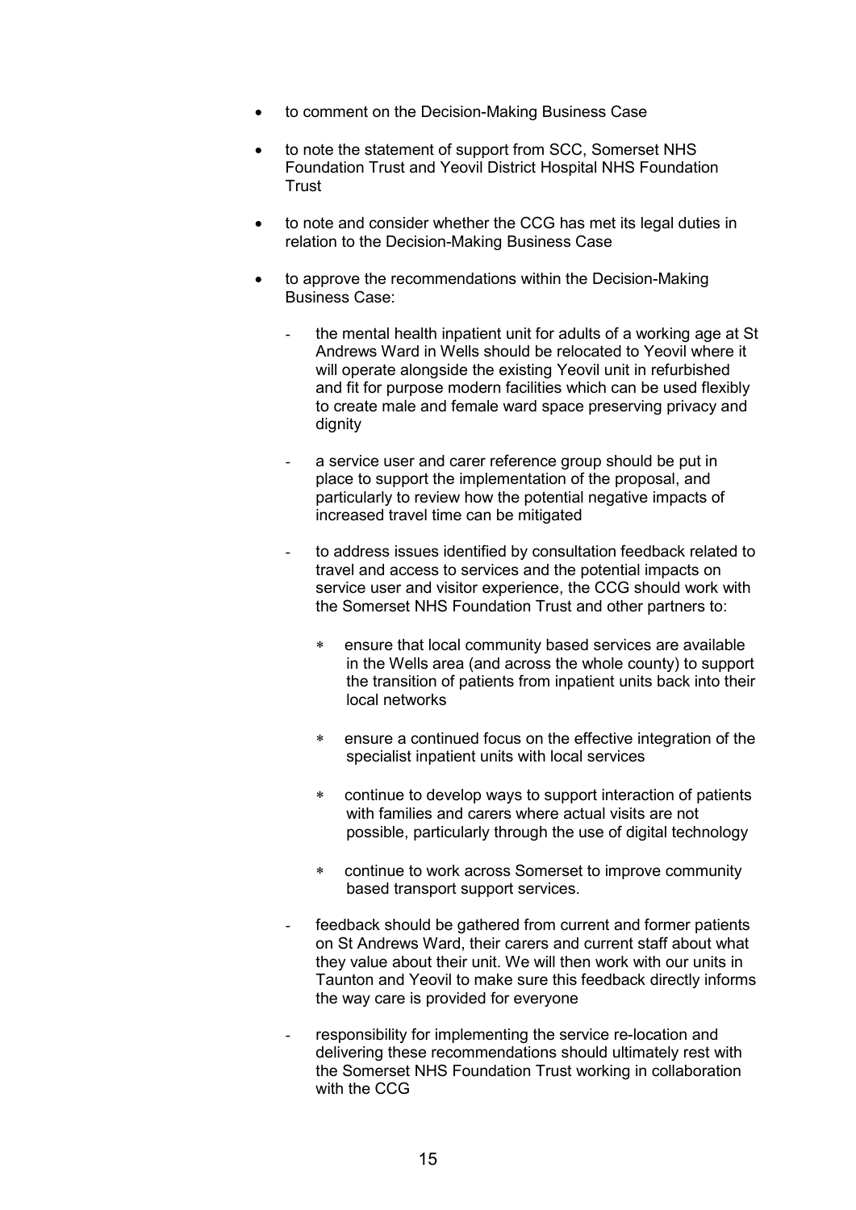- to comment on the Decision-Making Business Case

- to note the statement of support from SCC, Somerset NHS Foundation Trust and Yeovil District Hospital NHS Foundation Trust

- to note and consider whether the CCG has met its legal duties in relation to the Decision-Making Business Case

- to approve the recommendations within the Decision-Making Business Case:

  - the mental health inpatient unit for adults of a working age at St Andrews Ward in Wells should be relocated to Yeovil where it will operate alongside the existing Yeovil unit in refurbished and fit for purpose modern facilities which can be used flexibly to create male and female ward space preserving privacy and dignity

  - a service user and carer reference group should be put in place to support the implementation of the proposal, and particularly to review how the potential negative impacts of increased travel time can be mitigated

  - to address issues identified by consultation feedback related to travel and access to services and the potential impacts on service user and visitor experience, the CCG should work with the Somerset NHS Foundation Trust and other partners to:

    - ensure that local community based services are available in the Wells area (and across the whole county) to support the transition of patients from inpatient units back into their local networks

    - ensure a continued focus on the effective integration of the specialist inpatient units with local services

    - continue to develop ways to support interaction of patients with families and carers where actual visits are not possible, particularly through the use of digital technology

    - continue to work across Somerset to improve community based transport support services.

  - feedback should be gathered from current and former patients on St Andrews Ward, their carers and current staff about what they value about their unit. We will then work with our units in Taunton and Yeovil to make sure this feedback directly informs the way care is provided for everyone

  - responsibility for implementing the service re-location and delivering these recommendations should ultimately rest with the Somerset NHS Foundation Trust working in collaboration with the CCG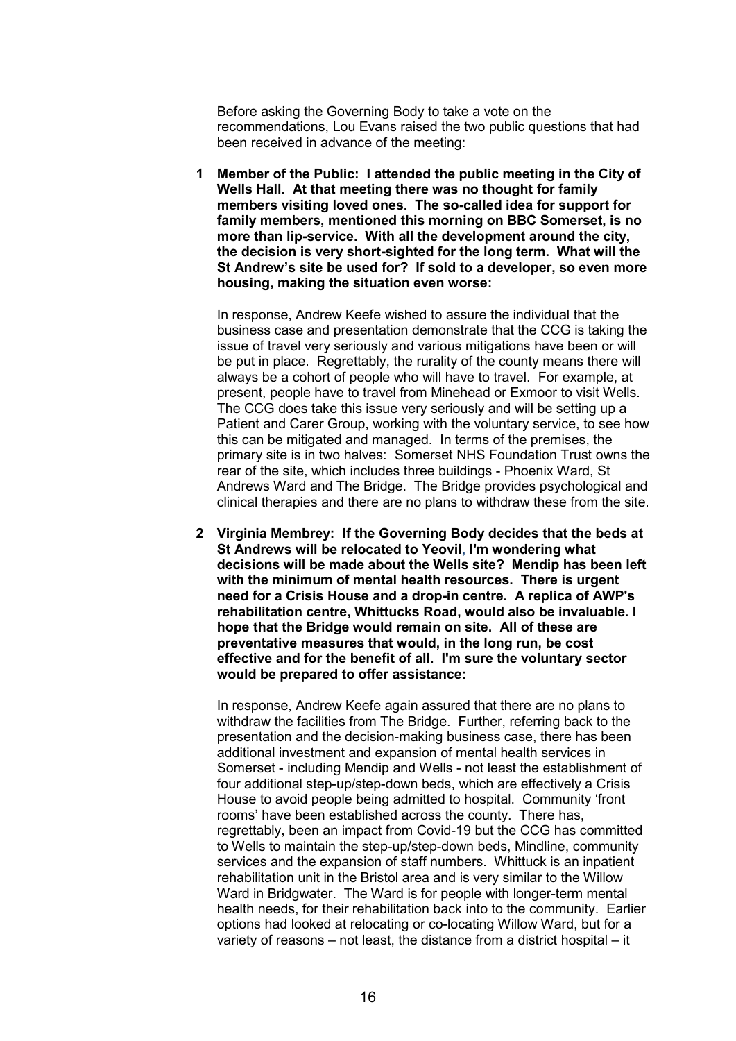Before asking the Governing Body to take a vote on the recommendations, Lou Evans raised the two public questions that had been received in advance of the meeting:

1. **Member of the Public: I attended the public meeting in the City of Wells Hall. At that meeting there was no thought for family members visiting loved ones. The so-called idea for support for family members, mentioned this morning on BBC Somerset, is no more than lip-service. With all the development around the city, the decision is very short-sighted for the long term. What will the St Andrew's site be used for? If sold to a developer, so even more housing, making the situation even worse:**

   In response, Andrew Keefe wished to assure the individual that the business case and presentation demonstrate that the CCG is taking the issue of travel very seriously and various mitigations have been or will be put in place. Regrettably, the rurality of the county means there will always be a cohort of people who will have to travel. For example, at present, people have to travel from Minehead or Exmoor to visit Wells. The CCG does take this issue very seriously and will be setting up a Patient and Carer Group, working with the voluntary service, to see how this can be mitigated and managed. In terms of the premises, the primary site is in two halves: Somerset NHS Foundation Trust owns the rear of the site, which includes three buildings - Phoenix Ward, St Andrews Ward and The Bridge. The Bridge provides psychological and clinical therapies and there are no plans to withdraw these from the site.

2. **Virginia Membrey: If the Governing Body decides that the beds at St Andrews will be relocated to Yeovil, I'm wondering what decisions will be made about the Wells site? Mendip has been left with the minimum of mental health resources. There is urgent need for a Crisis House and a drop-in centre. A replica of AWP's rehabilitation centre, Whittucks Road, would also be invaluable. I hope that the Bridge would remain on site. All of these are preventative measures that would, in the long run, be cost effective and for the benefit of all. I'm sure the voluntary sector would be prepared to offer assistance:**

   In response, Andrew Keefe again assured that there are no plans to withdraw the facilities from The Bridge. Further, referring back to the presentation and the decision-making business case, there has been additional investment and expansion of mental health services in Somerset - including Mendip and Wells - not least the establishment of four additional step-up/step-down beds, which are effectively a Crisis House to avoid people being admitted to hospital. Community 'front rooms' have been established across the county. There has, regrettably, been an impact from Covid-19 but the CCG has committed to Wells to maintain the step-up/step-down beds, Mindline, community services and the expansion of staff numbers. Whittuck is an inpatient rehabilitation unit in the Bristol area and is very similar to the Willow Ward in Bridgwater. The Ward is for people with longer-term mental health needs, for their rehabilitation back into to the community. Earlier options had looked at relocating or co-locating Willow Ward, but for a variety of reasons – not least, the distance from a district hospital – it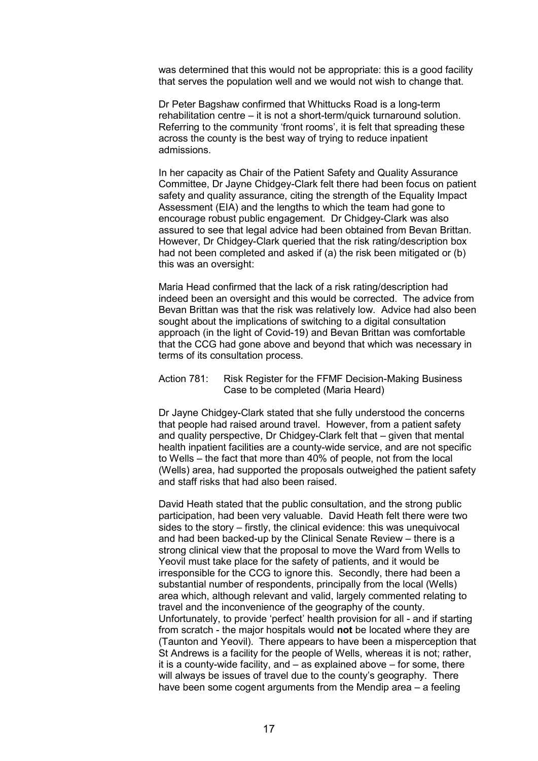was determined that this would not be appropriate: this is a good facility that serves the population well and we would not wish to change that.

Dr Peter Bagshaw confirmed that Whittucks Road is a long-term rehabilitation centre – it is not a short-term/quick turnaround solution. Referring to the community 'front rooms', it is felt that spreading these across the county is the best way of trying to reduce inpatient admissions.

In her capacity as Chair of the Patient Safety and Quality Assurance Committee, Dr Jayne Chidgey-Clark felt there had been focus on patient safety and quality assurance, citing the strength of the Equality Impact Assessment (EIA) and the lengths to which the team had gone to encourage robust public engagement. Dr Chidgey-Clark was also assured to see that legal advice had been obtained from Bevan Brittan. However, Dr Chidgey-Clark queried that the risk rating/description box had not been completed and asked if (a) the risk been mitigated or (b) this was an oversight:

Maria Head confirmed that the lack of a risk rating/description had indeed been an oversight and this would be corrected. The advice from Bevan Brittan was that the risk was relatively low. Advice had also been sought about the implications of switching to a digital consultation approach (in the light of Covid-19) and Bevan Brittan was comfortable that the CCG had gone above and beyond that which was necessary in terms of its consultation process.

Action 781: Risk Register for the FFMF Decision-Making Business Case to be completed (Maria Heard)

Dr Jayne Chidgey-Clark stated that she fully understood the concerns that people had raised around travel. However, from a patient safety and quality perspective, Dr Chidgey-Clark felt that – given that mental health inpatient facilities are a county-wide service, and are not specific to Wells – the fact that more than 40% of people, not from the local (Wells) area, had supported the proposals outweighed the patient safety and staff risks that had also been raised.

David Heath stated that the public consultation, and the strong public participation, had been very valuable. David Heath felt there were two sides to the story – firstly, the clinical evidence: this was unequivocal and had been backed-up by the Clinical Senate Review – there is a strong clinical view that the proposal to move the Ward from Wells to Yeovil must take place for the safety of patients, and it would be irresponsible for the CCG to ignore this. Secondly, there had been a substantial number of respondents, principally from the local (Wells) area which, although relevant and valid, largely commented relating to travel and the inconvenience of the geography of the county. Unfortunately, to provide 'perfect' health provision for all - and if starting from scratch - the major hospitals would **not** be located where they are (Taunton and Yeovil). There appears to have been a misperception that St Andrews is a facility for the people of Wells, whereas it is not; rather, it is a county-wide facility, and – as explained above – for some, there will always be issues of travel due to the county's geography. There have been some cogent arguments from the Mendip area – a feeling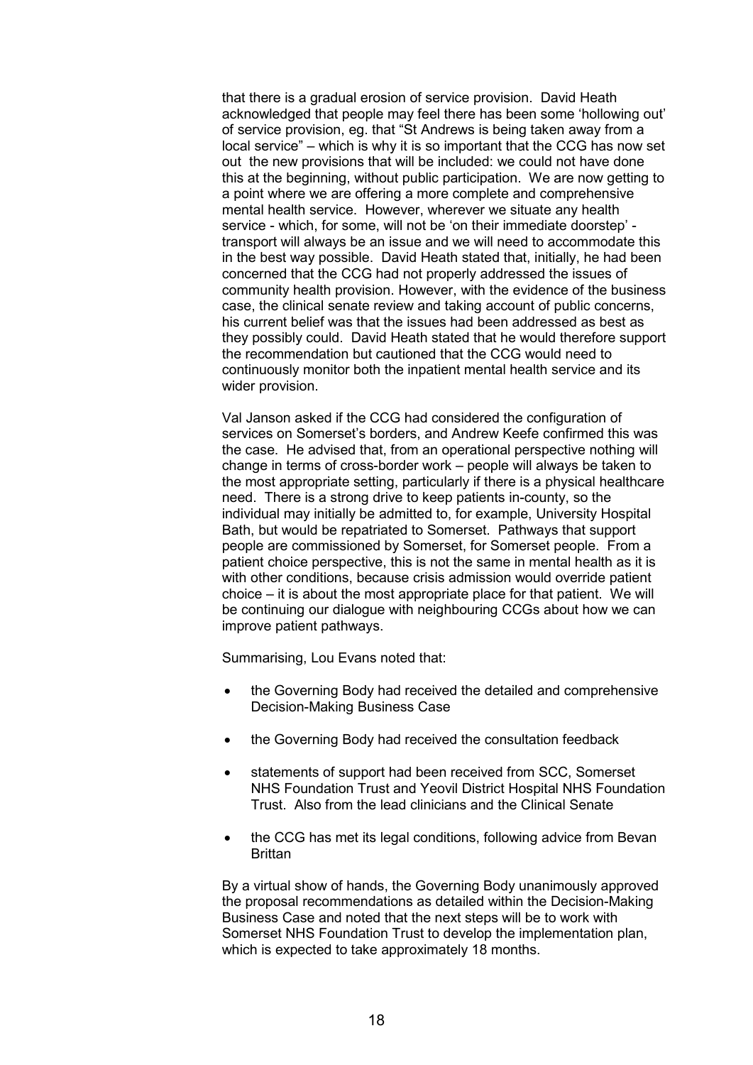that there is a gradual erosion of service provision. David Heath acknowledged that people may feel there has been some 'hollowing out' of service provision, eg. that "St Andrews is being taken away from a local service" – which is why it is so important that the CCG has now set out the new provisions that will be included: we could not have done this at the beginning, without public participation. We are now getting to a point where we are offering a more complete and comprehensive mental health service. However, wherever we situate any health service - which, for some, will not be 'on their immediate doorstep' - transport will always be an issue and we will need to accommodate this in the best way possible. David Heath stated that, initially, he had been concerned that the CCG had not properly addressed the issues of community health provision. However, with the evidence of the business case, the clinical senate review and taking account of public concerns, his current belief was that the issues had been addressed as best as they possibly could. David Heath stated that he would therefore support the recommendation but cautioned that the CCG would need to continuously monitor both the inpatient mental health service and its wider provision.

Val Janson asked if the CCG had considered the configuration of services on Somerset's borders, and Andrew Keefe confirmed this was the case. He advised that, from an operational perspective nothing will change in terms of cross-border work – people will always be taken to the most appropriate setting, particularly if there is a physical healthcare need. There is a strong drive to keep patients in-county, so the individual may initially be admitted to, for example, University Hospital Bath, but would be repatriated to Somerset. Pathways that support people are commissioned by Somerset, for Somerset people. From a patient choice perspective, this is not the same in mental health as it is with other conditions, because crisis admission would override patient choice – it is about the most appropriate place for that patient. We will be continuing our dialogue with neighbouring CCGs about how we can improve patient pathways.

Summarising, Lou Evans noted that:

- the Governing Body had received the detailed and comprehensive Decision-Making Business Case
- the Governing Body had received the consultation feedback
- statements of support had been received from SCC, Somerset NHS Foundation Trust and Yeovil District Hospital NHS Foundation Trust. Also from the lead clinicians and the Clinical Senate
- the CCG has met its legal conditions, following advice from Bevan Brittan

By a virtual show of hands, the Governing Body unanimously approved the proposal recommendations as detailed within the Decision-Making Business Case and noted that the next steps will be to work with Somerset NHS Foundation Trust to develop the implementation plan, which is expected to take approximately 18 months.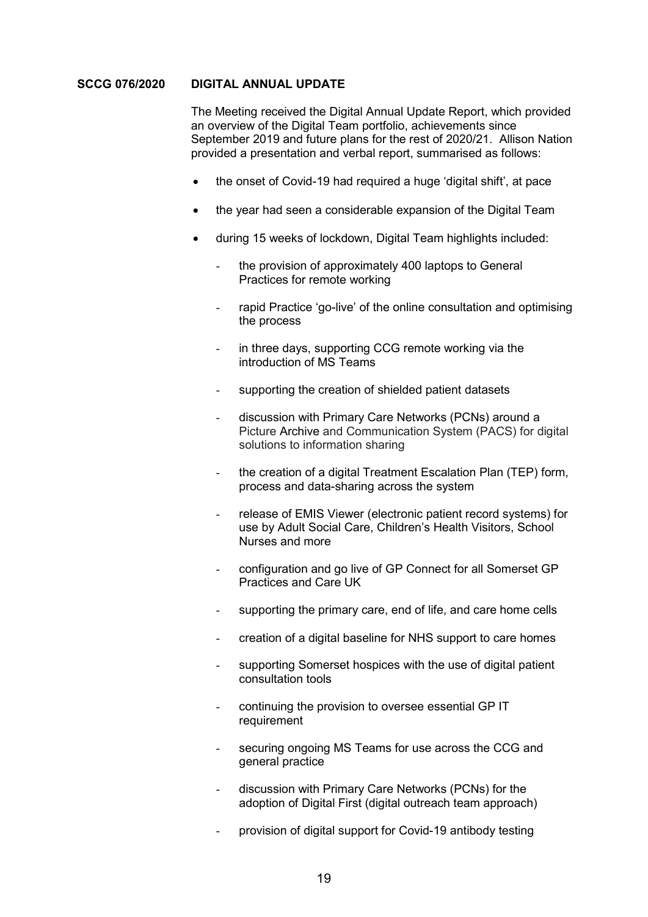**SCCG 076/2020 DIGITAL ANNUAL UPDATE**

The Meeting received the Digital Annual Update Report, which provided an overview of the Digital Team portfolio, achievements since September 2019 and future plans for the rest of 2020/21. Allison Nation provided a presentation and verbal report, summarised as follows:

- the onset of Covid-19 had required a huge 'digital shift', at pace
- the year had seen a considerable expansion of the Digital Team
- during 15 weeks of lockdown, Digital Team highlights included:
  - the provision of approximately 400 laptops to General Practices for remote working
  - rapid Practice 'go-live' of the online consultation and optimising the process
  - in three days, supporting CCG remote working via the introduction of MS Teams
  - supporting the creation of shielded patient datasets
  - discussion with Primary Care Networks (PCNs) around a Picture Archive and Communication System (PACS) for digital solutions to information sharing
  - the creation of a digital Treatment Escalation Plan (TEP) form, process and data-sharing across the system
  - release of EMIS Viewer (electronic patient record systems) for use by Adult Social Care, Children's Health Visitors, School Nurses and more
  - configuration and go live of GP Connect for all Somerset GP Practices and Care UK
  - supporting the primary care, end of life, and care home cells
  - creation of a digital baseline for NHS support to care homes
  - supporting Somerset hospices with the use of digital patient consultation tools
  - continuing the provision to oversee essential GP IT requirement
  - securing ongoing MS Teams for use across the CCG and general practice
  - discussion with Primary Care Networks (PCNs) for the adoption of Digital First (digital outreach team approach)
  - provision of digital support for Covid-19 antibody testing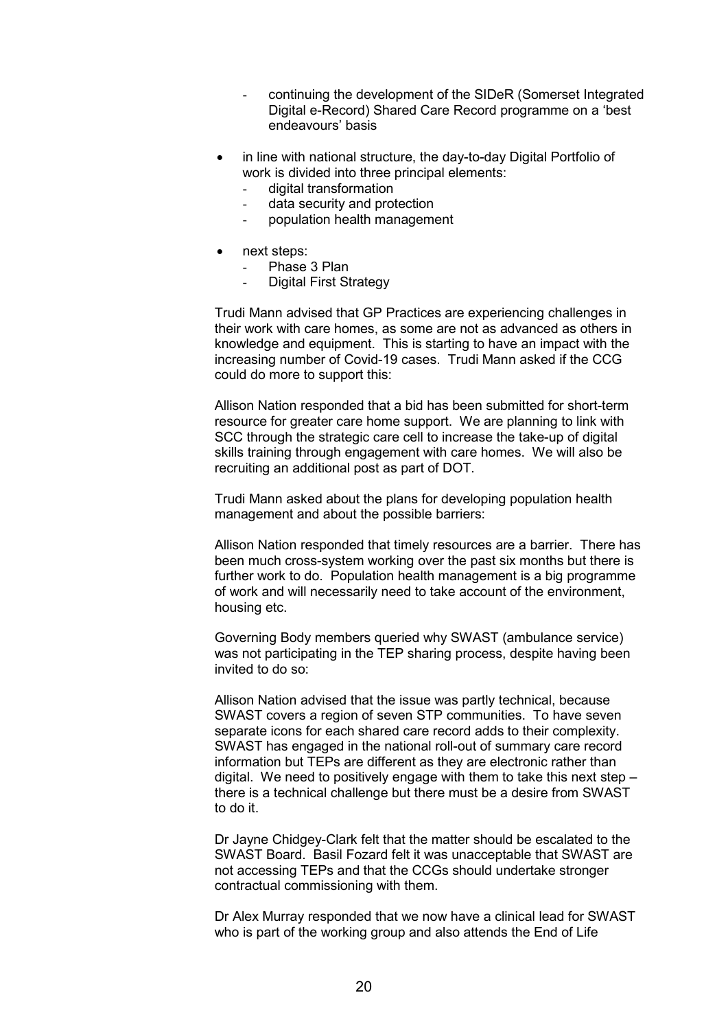- continuing the development of the SIDeR (Somerset Integrated Digital e-Record) Shared Care Record programme on a 'best endeavours' basis

- in line with national structure, the day-to-day Digital Portfolio of work is divided into three principal elements:
  - digital transformation
  - data security and protection
  - population health management

- next steps:
  - Phase 3 Plan
  - Digital First Strategy

Trudi Mann advised that GP Practices are experiencing challenges in their work with care homes, as some are not as advanced as others in knowledge and equipment. This is starting to have an impact with the increasing number of Covid-19 cases. Trudi Mann asked if the CCG could do more to support this:

Allison Nation responded that a bid has been submitted for short-term resource for greater care home support. We are planning to link with SCC through the strategic care cell to increase the take-up of digital skills training through engagement with care homes. We will also be recruiting an additional post as part of DOT.

Trudi Mann asked about the plans for developing population health management and about the possible barriers:

Allison Nation responded that timely resources are a barrier. There has been much cross-system working over the past six months but there is further work to do. Population health management is a big programme of work and will necessarily need to take account of the environment, housing etc.

Governing Body members queried why SWAST (ambulance service) was not participating in the TEP sharing process, despite having been invited to do so:

Allison Nation advised that the issue was partly technical, because SWAST covers a region of seven STP communities. To have seven separate icons for each shared care record adds to their complexity. SWAST has engaged in the national roll-out of summary care record information but TEPs are different as they are electronic rather than digital. We need to positively engage with them to take this next step – there is a technical challenge but there must be a desire from SWAST to do it.

Dr Jayne Chidgey-Clark felt that the matter should be escalated to the SWAST Board. Basil Fozard felt it was unacceptable that SWAST are not accessing TEPs and that the CCGs should undertake stronger contractual commissioning with them.

Dr Alex Murray responded that we now have a clinical lead for SWAST who is part of the working group and also attends the End of Life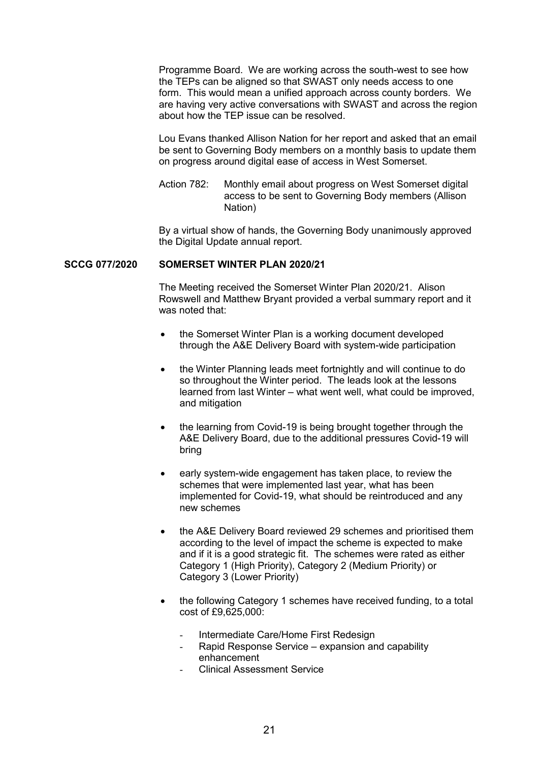Programme Board. We are working across the south-west to see how the TEPs can be aligned so that SWAST only needs access to one form. This would mean a unified approach across county borders. We are having very active conversations with SWAST and across the region about how the TEP issue can be resolved.

Lou Evans thanked Allison Nation for her report and asked that an email be sent to Governing Body members on a monthly basis to update them on progress around digital ease of access in West Somerset.

Action 782: Monthly email about progress on West Somerset digital access to be sent to Governing Body members (Allison Nation)

By a virtual show of hands, the Governing Body unanimously approved the Digital Update annual report.

**SCCG 077/2020 SOMERSET WINTER PLAN 2020/21**

The Meeting received the Somerset Winter Plan 2020/21. Alison Rowswell and Matthew Bryant provided a verbal summary report and it was noted that:

- the Somerset Winter Plan is a working document developed through the A&E Delivery Board with system-wide participation
- the Winter Planning leads meet fortnightly and will continue to do so throughout the Winter period. The leads look at the lessons learned from last Winter – what went well, what could be improved, and mitigation
- the learning from Covid-19 is being brought together through the A&E Delivery Board, due to the additional pressures Covid-19 will bring
- early system-wide engagement has taken place, to review the schemes that were implemented last year, what has been implemented for Covid-19, what should be reintroduced and any new schemes
- the A&E Delivery Board reviewed 29 schemes and prioritised them according to the level of impact the scheme is expected to make and if it is a good strategic fit. The schemes were rated as either Category 1 (High Priority), Category 2 (Medium Priority) or Category 3 (Lower Priority)
- the following Category 1 schemes have received funding, to a total cost of £9,625,000:
  - Intermediate Care/Home First Redesign
  - Rapid Response Service – expansion and capability enhancement
  - Clinical Assessment Service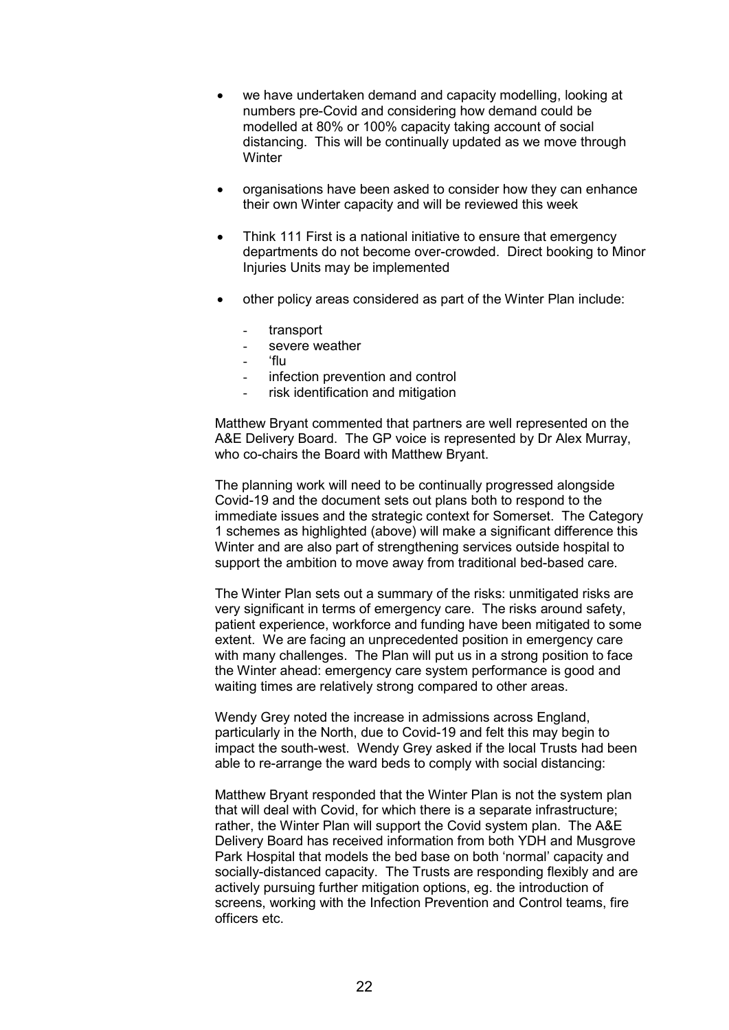- we have undertaken demand and capacity modelling, looking at numbers pre-Covid and considering how demand could be modelled at 80% or 100% capacity taking account of social distancing. This will be continually updated as we move through Winter

- organisations have been asked to consider how they can enhance their own Winter capacity and will be reviewed this week

- Think 111 First is a national initiative to ensure that emergency departments do not become over-crowded. Direct booking to Minor Injuries Units may be implemented

- other policy areas considered as part of the Winter Plan include:

  - transport
  - severe weather
  - 'flu
  - infection prevention and control
  - risk identification and mitigation

Matthew Bryant commented that partners are well represented on the A&E Delivery Board. The GP voice is represented by Dr Alex Murray, who co-chairs the Board with Matthew Bryant.

The planning work will need to be continually progressed alongside Covid-19 and the document sets out plans both to respond to the immediate issues and the strategic context for Somerset. The Category 1 schemes as highlighted (above) will make a significant difference this Winter and are also part of strengthening services outside hospital to support the ambition to move away from traditional bed-based care.

The Winter Plan sets out a summary of the risks: unmitigated risks are very significant in terms of emergency care. The risks around safety, patient experience, workforce and funding have been mitigated to some extent. We are facing an unprecedented position in emergency care with many challenges. The Plan will put us in a strong position to face the Winter ahead: emergency care system performance is good and waiting times are relatively strong compared to other areas.

Wendy Grey noted the increase in admissions across England, particularly in the North, due to Covid-19 and felt this may begin to impact the south-west. Wendy Grey asked if the local Trusts had been able to re-arrange the ward beds to comply with social distancing:

Matthew Bryant responded that the Winter Plan is not the system plan that will deal with Covid, for which there is a separate infrastructure; rather, the Winter Plan will support the Covid system plan. The A&E Delivery Board has received information from both YDH and Musgrove Park Hospital that models the bed base on both 'normal' capacity and socially-distanced capacity. The Trusts are responding flexibly and are actively pursuing further mitigation options, eg. the introduction of screens, working with the Infection Prevention and Control teams, fire officers etc.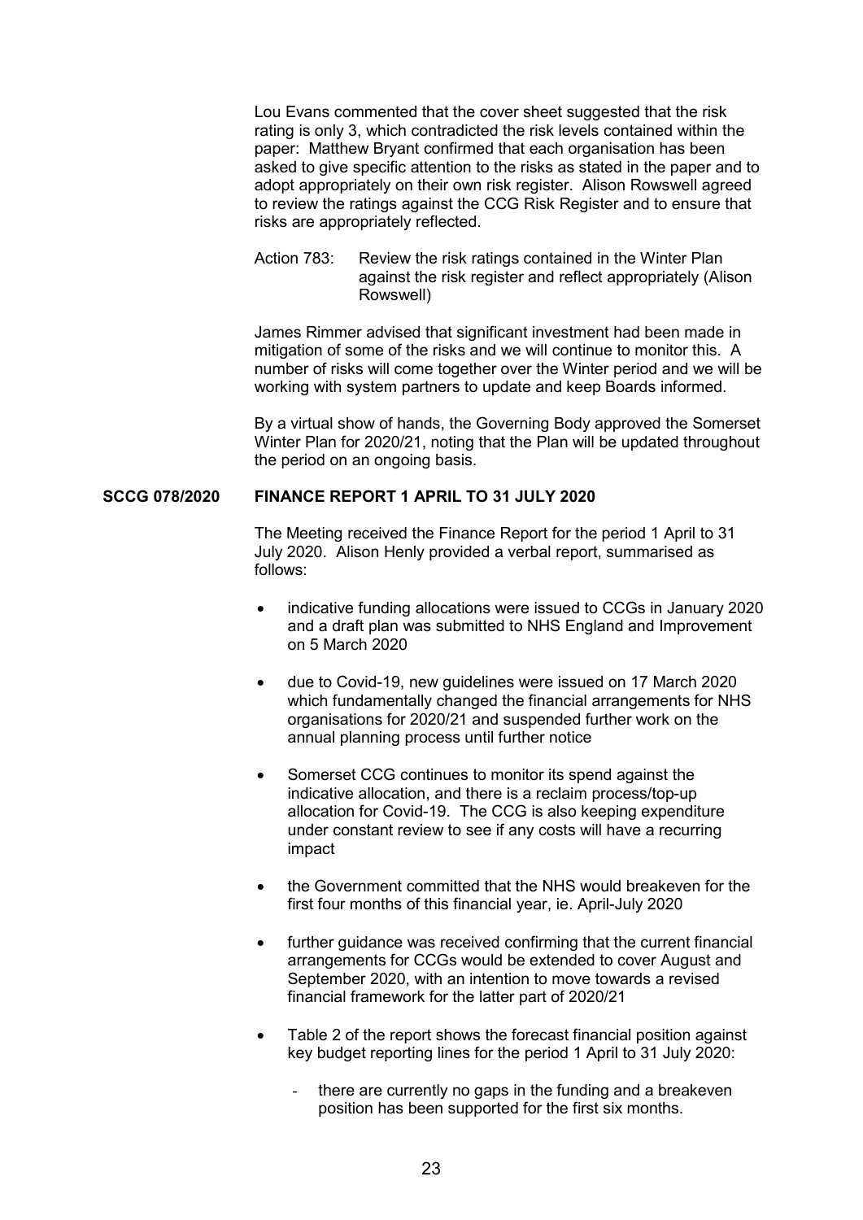Lou Evans commented that the cover sheet suggested that the risk rating is only 3, which contradicted the risk levels contained within the paper: Matthew Bryant confirmed that each organisation has been asked to give specific attention to the risks as stated in the paper and to adopt appropriately on their own risk register. Alison Rowswell agreed to review the ratings against the CCG Risk Register and to ensure that risks are appropriately reflected.

Action 783: Review the risk ratings contained in the Winter Plan against the risk register and reflect appropriately (Alison Rowswell)

James Rimmer advised that significant investment had been made in mitigation of some of the risks and we will continue to monitor this. A number of risks will come together over the Winter period and we will be working with system partners to update and keep Boards informed.

By a virtual show of hands, the Governing Body approved the Somerset Winter Plan for 2020/21, noting that the Plan will be updated throughout the period on an ongoing basis.

**SCCG 078/2020 FINANCE REPORT 1 APRIL TO 31 JULY 2020**

The Meeting received the Finance Report for the period 1 April to 31 July 2020. Alison Henly provided a verbal report, summarised as follows:

- indicative funding allocations were issued to CCGs in January 2020 and a draft plan was submitted to NHS England and Improvement on 5 March 2020
- due to Covid-19, new guidelines were issued on 17 March 2020 which fundamentally changed the financial arrangements for NHS organisations for 2020/21 and suspended further work on the annual planning process until further notice
- Somerset CCG continues to monitor its spend against the indicative allocation, and there is a reclaim process/top-up allocation for Covid-19. The CCG is also keeping expenditure under constant review to see if any costs will have a recurring impact
- the Government committed that the NHS would breakeven for the first four months of this financial year, ie. April-July 2020
- further guidance was received confirming that the current financial arrangements for CCGs would be extended to cover August and September 2020, with an intention to move towards a revised financial framework for the latter part of 2020/21
- Table 2 of the report shows the forecast financial position against key budget reporting lines for the period 1 April to 31 July 2020:
  - there are currently no gaps in the funding and a breakeven position has been supported for the first six months.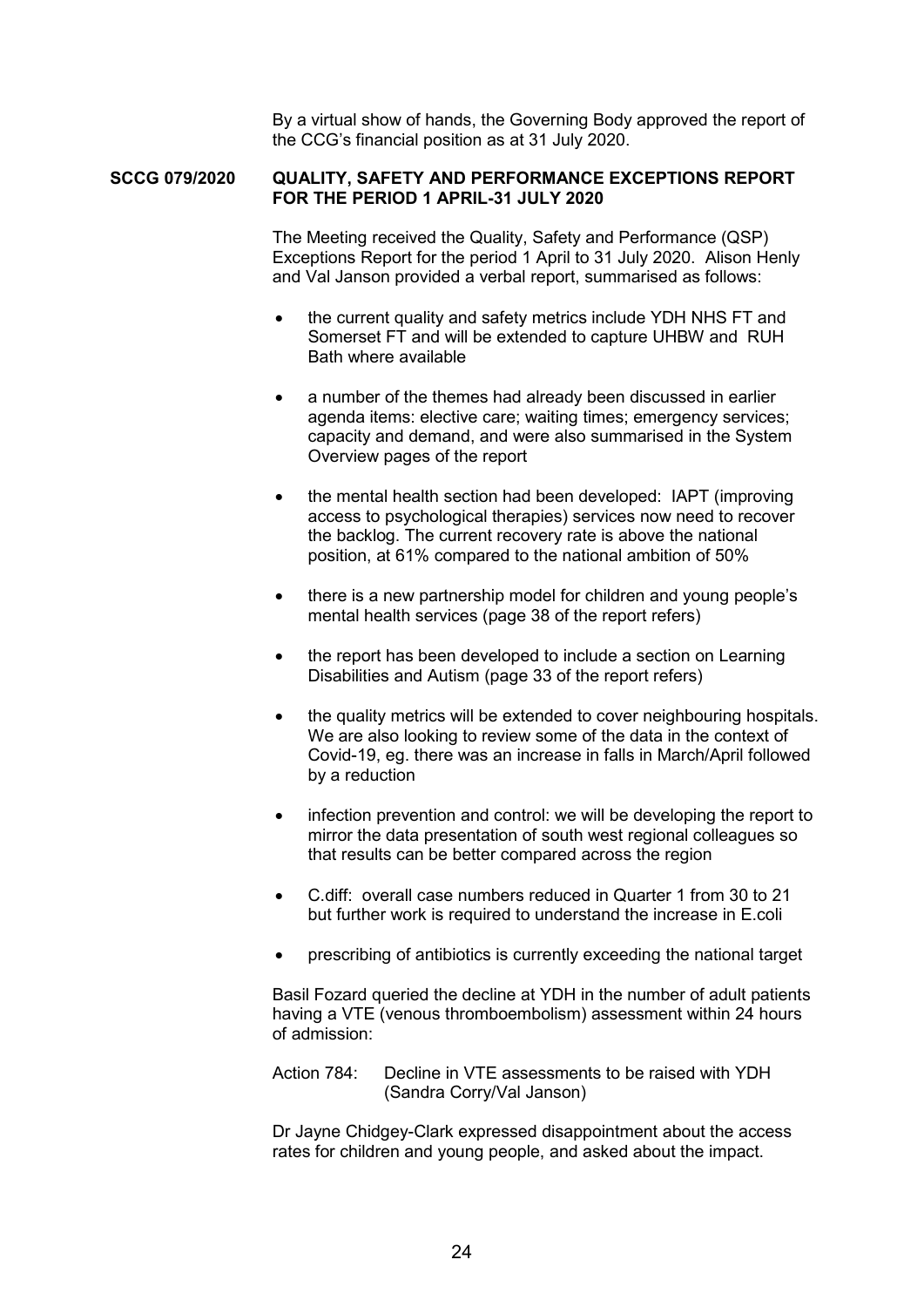By a virtual show of hands, the Governing Body approved the report of the CCG's financial position as at 31 July 2020.

**SCCG 079/2020 QUALITY, SAFETY AND PERFORMANCE EXCEPTIONS REPORT FOR THE PERIOD 1 APRIL-31 JULY 2020**

The Meeting received the Quality, Safety and Performance (QSP) Exceptions Report for the period 1 April to 31 July 2020. Alison Henly and Val Janson provided a verbal report, summarised as follows:

- the current quality and safety metrics include YDH NHS FT and Somerset FT and will be extended to capture UHBW and RUH Bath where available
- a number of the themes had already been discussed in earlier agenda items: elective care; waiting times; emergency services; capacity and demand, and were also summarised in the System Overview pages of the report
- the mental health section had been developed: IAPT (improving access to psychological therapies) services now need to recover the backlog. The current recovery rate is above the national position, at 61% compared to the national ambition of 50%
- there is a new partnership model for children and young people's mental health services (page 38 of the report refers)
- the report has been developed to include a section on Learning Disabilities and Autism (page 33 of the report refers)
- the quality metrics will be extended to cover neighbouring hospitals. We are also looking to review some of the data in the context of Covid-19, eg. there was an increase in falls in March/April followed by a reduction
- infection prevention and control: we will be developing the report to mirror the data presentation of south west regional colleagues so that results can be better compared across the region
- C.diff: overall case numbers reduced in Quarter 1 from 30 to 21 but further work is required to understand the increase in E.coli
- prescribing of antibiotics is currently exceeding the national target

Basil Fozard queried the decline at YDH in the number of adult patients having a VTE (venous thromboembolism) assessment within 24 hours of admission:

Action 784: Decline in VTE assessments to be raised with YDH (Sandra Corry/Val Janson)

Dr Jayne Chidgey-Clark expressed disappointment about the access rates for children and young people, and asked about the impact.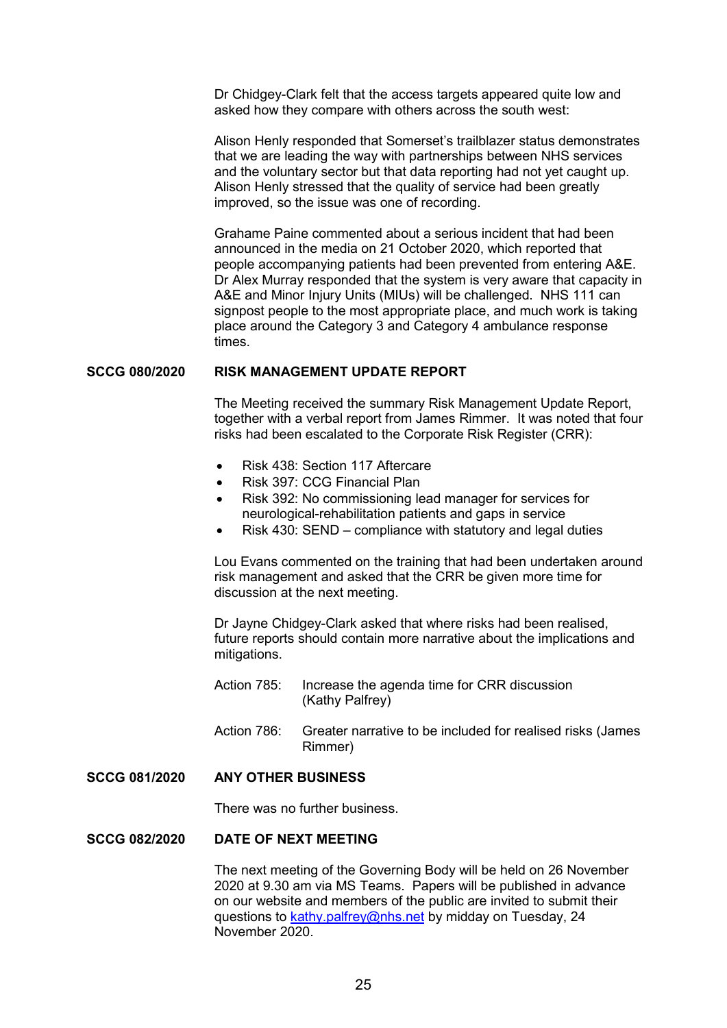Dr Chidgey-Clark felt that the access targets appeared quite low and asked how they compare with others across the south west:

Alison Henly responded that Somerset's trailblazer status demonstrates that we are leading the way with partnerships between NHS services and the voluntary sector but that data reporting had not yet caught up. Alison Henly stressed that the quality of service had been greatly improved, so the issue was one of recording.

Grahame Paine commented about a serious incident that had been announced in the media on 21 October 2020, which reported that people accompanying patients had been prevented from entering A&E. Dr Alex Murray responded that the system is very aware that capacity in A&E and Minor Injury Units (MIUs) will be challenged. NHS 111 can signpost people to the most appropriate place, and much work is taking place around the Category 3 and Category 4 ambulance response times.

**SCCG 080/2020 RISK MANAGEMENT UPDATE REPORT**

The Meeting received the summary Risk Management Update Report, together with a verbal report from James Rimmer. It was noted that four risks had been escalated to the Corporate Risk Register (CRR):

- Risk 438: Section 117 Aftercare
- Risk 397: CCG Financial Plan
- Risk 392: No commissioning lead manager for services for neurological-rehabilitation patients and gaps in service
- Risk 430: SEND – compliance with statutory and legal duties

Lou Evans commented on the training that had been undertaken around risk management and asked that the CRR be given more time for discussion at the next meeting.

Dr Jayne Chidgey-Clark asked that where risks had been realised, future reports should contain more narrative about the implications and mitigations.

Action 785: Increase the agenda time for CRR discussion (Kathy Palfrey)

Action 786: Greater narrative to be included for realised risks (James Rimmer)

**SCCG 081/2020 ANY OTHER BUSINESS**

There was no further business.

**SCCG 082/2020 DATE OF NEXT MEETING**

The next meeting of the Governing Body will be held on 26 November 2020 at 9.30 am via MS Teams. Papers will be published in advance on our website and members of the public are invited to submit their questions to kathy.palfrey@nhs.net by midday on Tuesday, 24 November 2020.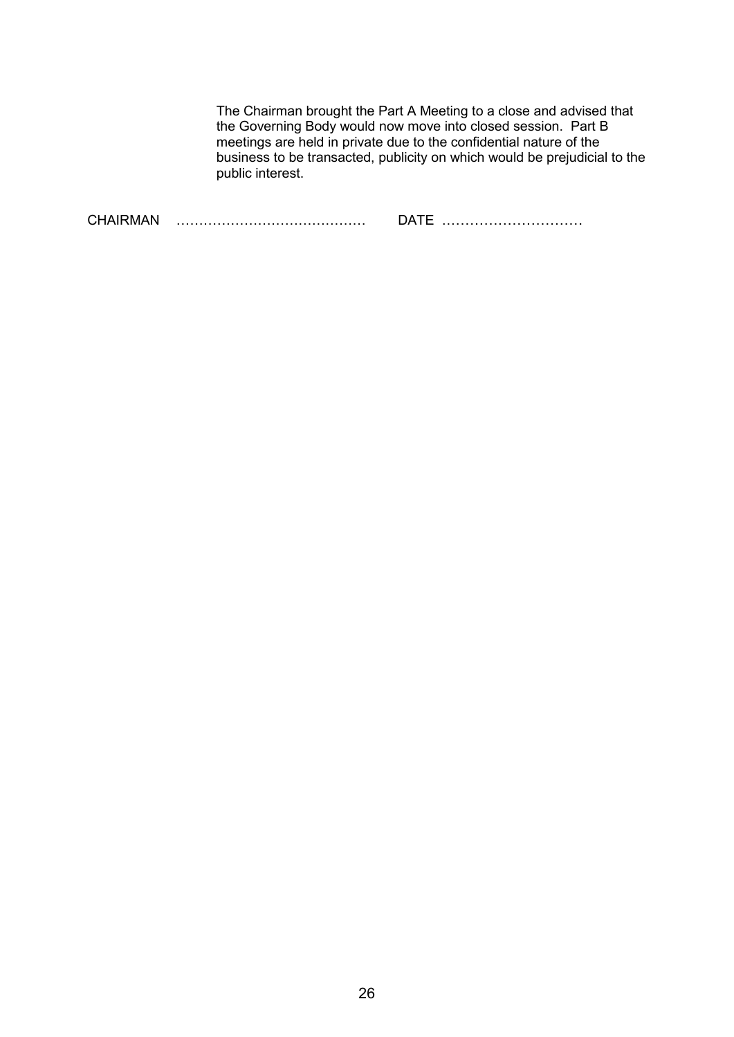The Chairman brought the Part A Meeting to a close and advised that the Governing Body would now move into closed session. Part B meetings are held in private due to the confidential nature of the business to be transacted, publicity on which would be prejudicial to the public interest.

CHAIRMAN ………………………………… DATE …………………………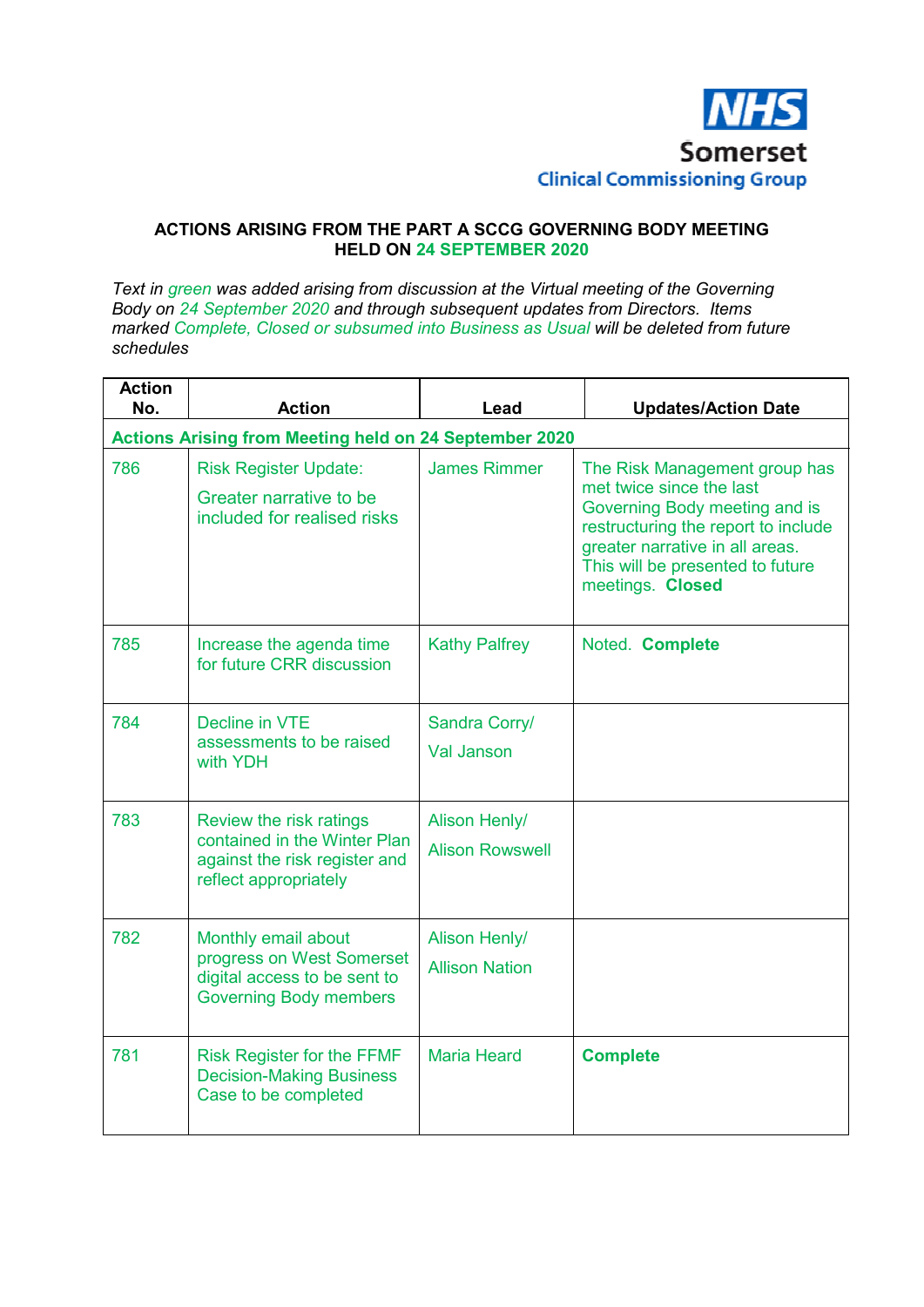NHS
Somerset
Clinical Commissioning Group

**ACTIONS ARISING FROM THE PART A SCCG GOVERNING BODY MEETING HELD ON 24 SEPTEMBER 2020**

*Text in green was added arising from discussion at the Virtual meeting of the Governing Body on 24 September 2020 and through subsequent updates from Directors. Items marked Complete, Closed or subsumed into Business as Usual will be deleted from future schedules*

| Action No. | Action | Lead | Updates/Action Date |
|---|---|---|---|
| **Actions Arising from Meeting held on 24 September 2020** | | | |
| 786 | Risk Register Update: Greater narrative to be included for realised risks | James Rimmer | The Risk Management group has met twice since the last Governing Body meeting and is restructuring the report to include greater narrative in all areas. This will be presented to future meetings. **Closed** |
| 785 | Increase the agenda time for future CRR discussion | Kathy Palfrey | Noted. **Complete** |
| 784 | Decline in VTE assessments to be raised with YDH | Sandra Corry/ Val Janson | |
| 783 | Review the risk ratings contained in the Winter Plan against the risk register and reflect appropriately | Alison Henly/ Alison Rowswell | |
| 782 | Monthly email about progress on West Somerset digital access to be sent to Governing Body members | Alison Henly/ Allison Nation | |
| 781 | Risk Register for the FFMF Decision-Making Business Case to be completed | Maria Heard | **Complete** |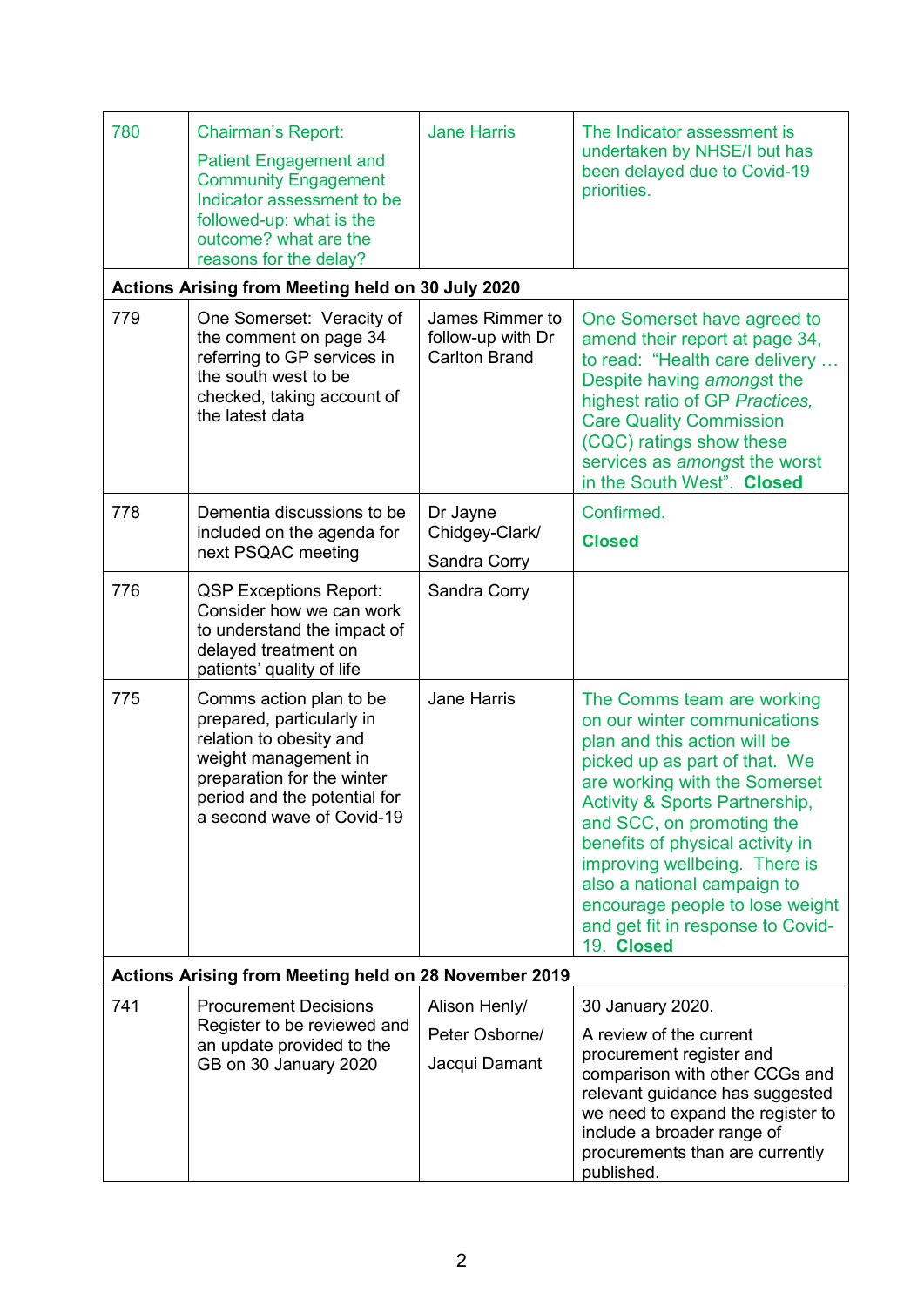| | | | |
|---|---|---|---|
| 780 | Chairman's Report:<br>Patient Engagement and Community Engagement Indicator assessment to be followed-up: what is the outcome? what are the reasons for the delay? | Jane Harris | The Indicator assessment is undertaken by NHSE/I but has been delayed due to Covid-19 priorities. |
| **Actions Arising from Meeting held on 30 July 2020** | | | |
| 779 | One Somerset: Veracity of the comment on page 34 referring to GP services in the south west to be checked, taking account of the latest data | James Rimmer to follow-up with Dr Carlton Brand | One Somerset have agreed to amend their report at page 34, to read: "Health care delivery … Despite having *amongst* the highest ratio of GP *Practices,* Care Quality Commission (CQC) ratings show these services as *amongst* the worst in the South West". **Closed** |
| 778 | Dementia discussions to be included on the agenda for next PSQAC meeting | Dr Jayne Chidgey-Clark/<br>Sandra Corry | Confirmed.<br>**Closed** |
| 776 | QSP Exceptions Report: Consider how we can work to understand the impact of delayed treatment on patients' quality of life | Sandra Corry | |
| 775 | Comms action plan to be prepared, particularly in relation to obesity and weight management in preparation for the winter period and the potential for a second wave of Covid-19 | Jane Harris | The Comms team are working on our winter communications plan and this action will be picked up as part of that. We are working with the Somerset Activity & Sports Partnership, and SCC, on promoting the benefits of physical activity in improving wellbeing. There is also a national campaign to encourage people to lose weight and get fit in response to Covid-19. **Closed** |
| **Actions Arising from Meeting held on 28 November 2019** | | | |
| 741 | Procurement Decisions Register to be reviewed and an update provided to the GB on 30 January 2020 | Alison Henly/<br>Peter Osborne/<br>Jacqui Damant | 30 January 2020.<br>A review of the current procurement register and comparison with other CCGs and relevant guidance has suggested we need to expand the register to include a broader range of procurements than are currently published. |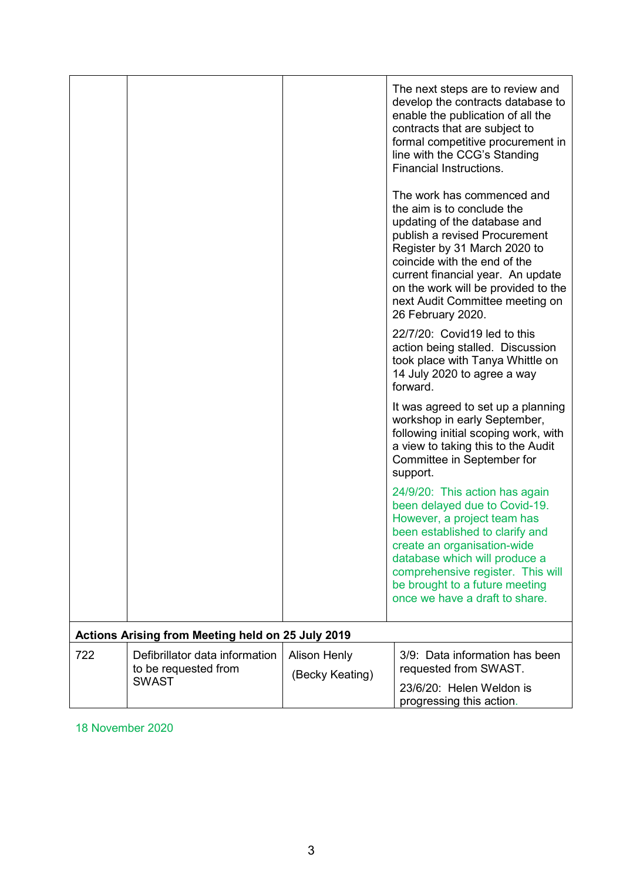| | | | |
|---|---|---|---|
| | | | The next steps are to review and develop the contracts database to enable the publication of all the contracts that are subject to formal competitive procurement in line with the CCG's Standing Financial Instructions.<br><br>The work has commenced and the aim is to conclude the updating of the database and publish a revised Procurement Register by 31 March 2020 to coincide with the end of the current financial year. An update on the work will be provided to the next Audit Committee meeting on 26 February 2020.<br><br>22/7/20: Covid19 led to this action being stalled. Discussion took place with Tanya Whittle on 14 July 2020 to agree a way forward.<br><br>It was agreed to set up a planning workshop in early September, following initial scoping work, with a view to taking this to the Audit Committee in September for support.<br><br>24/9/20: This action has again been delayed due to Covid-19. However, a project team has been established to clarify and create an organisation-wide database which will produce a comprehensive register. This will be brought to a future meeting once we have a draft to share. |
| **Actions Arising from Meeting held on 25 July 2019** | | | |
| 722 | Defibrillator data information to be requested from SWAST | Alison Henly<br><br>(Becky Keating) | 3/9: Data information has been requested from SWAST.<br><br>23/6/20: Helen Weldon is progressing this action. |

18 November 2020